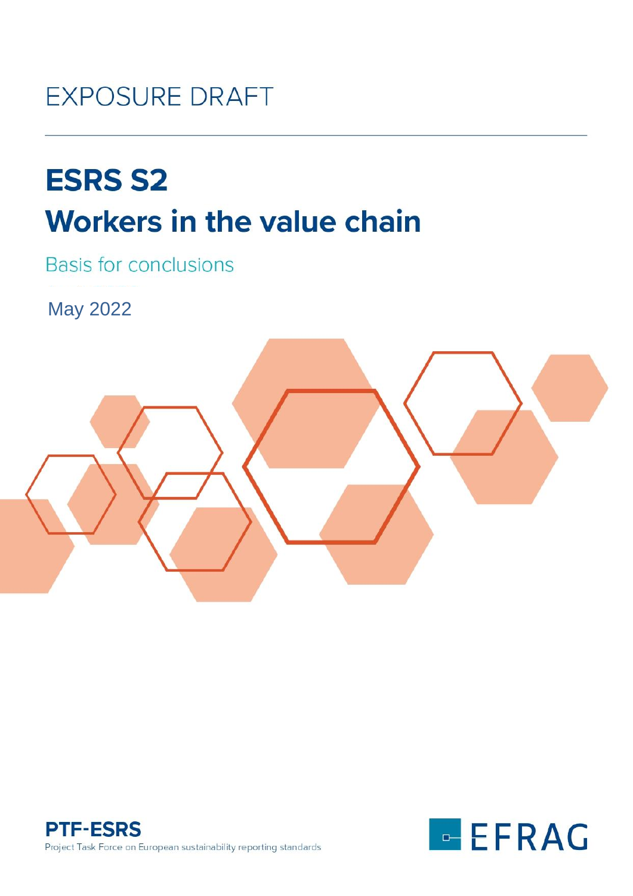EXPOSURE DRAFT

# ESRS S2
# Workers in the value chain

Basis for conclusions

May 2022

**PTF-ESRS**

Project Task Force on European sustainability reporting standards

EFRAG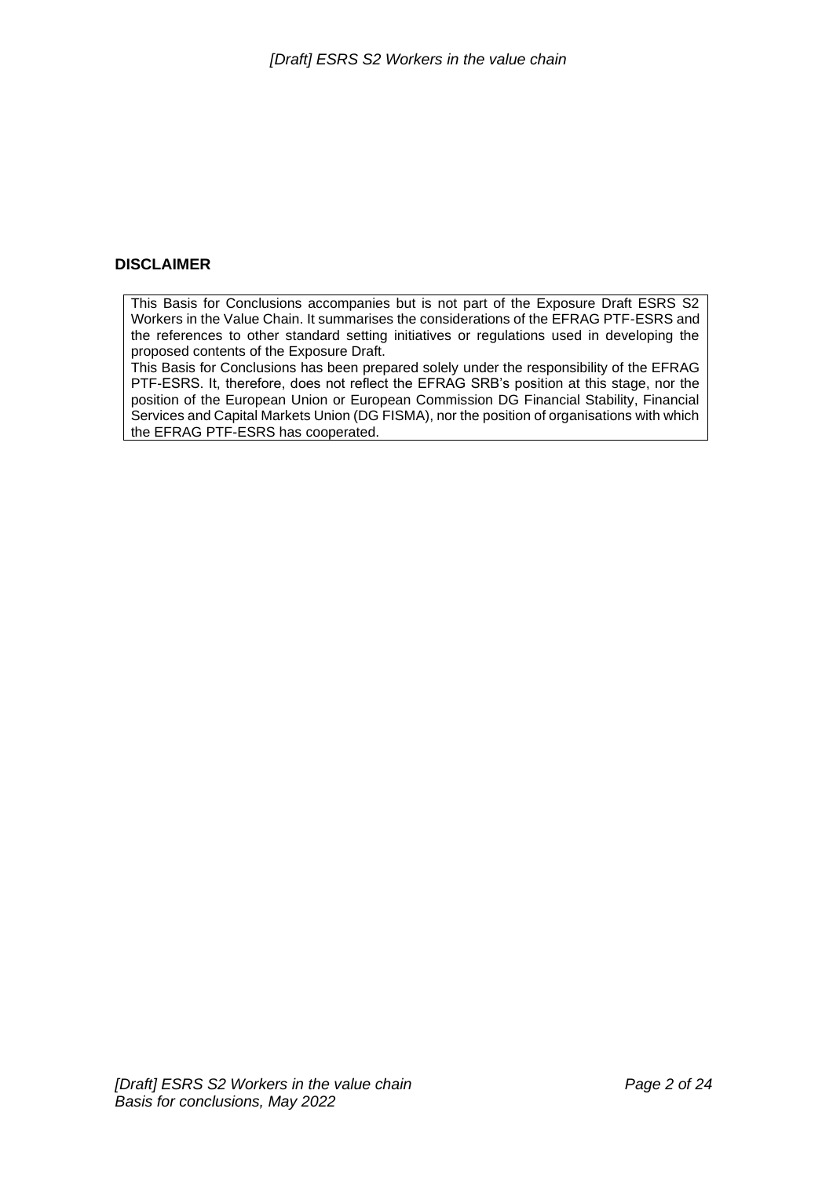## DISCLAIMER

This Basis for Conclusions accompanies but is not part of the Exposure Draft ESRS S2 Workers in the Value Chain. It summarises the considerations of the EFRAG PTF-ESRS and the references to other standard setting initiatives or regulations used in developing the proposed contents of the Exposure Draft.

This Basis for Conclusions has been prepared solely under the responsibility of the EFRAG PTF-ESRS. It, therefore, does not reflect the EFRAG SRB's position at this stage, nor the position of the European Union or European Commission DG Financial Stability, Financial Services and Capital Markets Union (DG FISMA), nor the position of organisations with which the EFRAG PTF-ESRS has cooperated.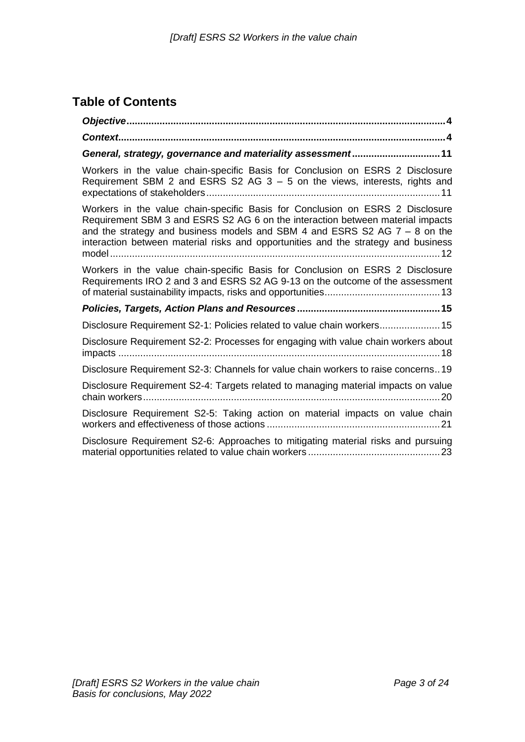## Table of Contents

***Objective*** ........................................................................................................ **4**

***Context*** ........................................................................................................... **4**

***General, strategy, governance and materiality assessment*** ................................ **11**

Workers in the value chain-specific Basis for Conclusion on ESRS 2 Disclosure Requirement SBM 2 and ESRS S2 AG 3 – 5 on the views, interests, rights and expectations of stakeholders .................................................................................... 11

Workers in the value chain-specific Basis for Conclusion on ESRS 2 Disclosure Requirement SBM 3 and ESRS S2 AG 6 on the interaction between material impacts and the strategy and business models and SBM 4 and ESRS S2 AG 7 – 8 on the interaction between material risks and opportunities and the strategy and business model ........................................................................................................................ 12

Workers in the value chain-specific Basis for Conclusion on ESRS 2 Disclosure Requirements IRO 2 and 3 and ESRS S2 AG 9-13 on the outcome of the assessment of material sustainability impacts, risks and opportunities .......................................... 13

***Policies, Targets, Action Plans and Resources*** ................................................. **15**

Disclosure Requirement S2-1: Policies related to value chain workers ...................... 15

Disclosure Requirement S2-2: Processes for engaging with value chain workers about impacts ..................................................................................................................... 18

Disclosure Requirement S2-3: Channels for value chain workers to raise concerns .. 19

Disclosure Requirement S2-4: Targets related to managing material impacts on value chain workers ............................................................................................................ 20

Disclosure Requirement S2-5: Taking action on material impacts on value chain workers and effectiveness of those actions ............................................................... 21

Disclosure Requirement S2-6: Approaches to mitigating material risks and pursuing material opportunities related to value chain workers ................................................ 23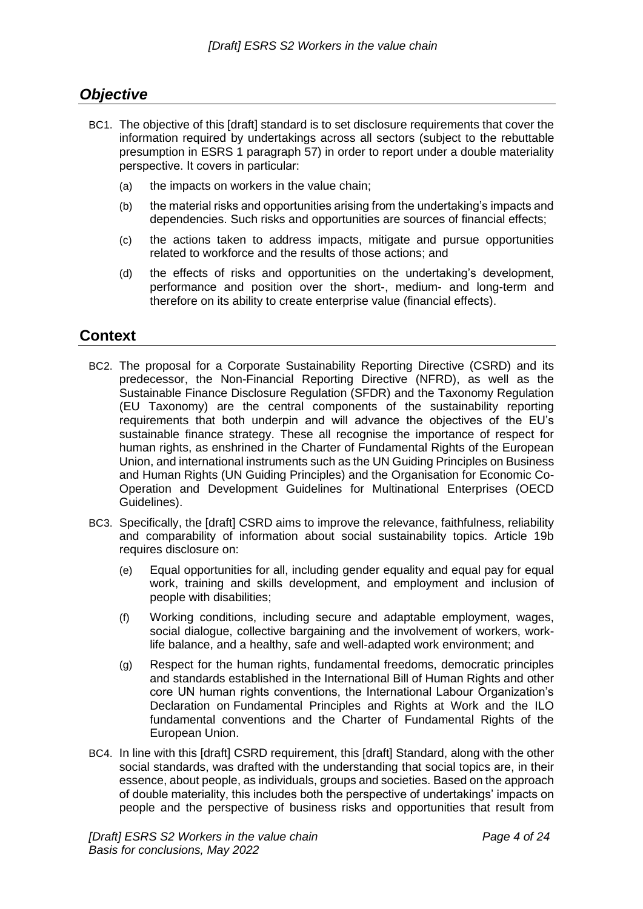## *Objective*

BC1. The objective of this [draft] standard is to set disclosure requirements that cover the information required by undertakings across all sectors (subject to the rebuttable presumption in ESRS 1 paragraph 57) in order to report under a double materiality perspective. It covers in particular:

(a) the impacts on workers in the value chain;

(b) the material risks and opportunities arising from the undertaking's impacts and dependencies. Such risks and opportunities are sources of financial effects;

(c) the actions taken to address impacts, mitigate and pursue opportunities related to workforce and the results of those actions; and

(d) the effects of risks and opportunities on the undertaking's development, performance and position over the short-, medium- and long-term and therefore on its ability to create enterprise value (financial effects).

## **Context**

BC2. The proposal for a Corporate Sustainability Reporting Directive (CSRD) and its predecessor, the Non-Financial Reporting Directive (NFRD), as well as the Sustainable Finance Disclosure Regulation (SFDR) and the Taxonomy Regulation (EU Taxonomy) are the central components of the sustainability reporting requirements that both underpin and will advance the objectives of the EU's sustainable finance strategy. These all recognise the importance of respect for human rights, as enshrined in the Charter of Fundamental Rights of the European Union, and international instruments such as the UN Guiding Principles on Business and Human Rights (UN Guiding Principles) and the Organisation for Economic Co-Operation and Development Guidelines for Multinational Enterprises (OECD Guidelines).

BC3. Specifically, the [draft] CSRD aims to improve the relevance, faithfulness, reliability and comparability of information about social sustainability topics. Article 19b requires disclosure on:

(e) Equal opportunities for all, including gender equality and equal pay for equal work, training and skills development, and employment and inclusion of people with disabilities;

(f) Working conditions, including secure and adaptable employment, wages, social dialogue, collective bargaining and the involvement of workers, work-life balance, and a healthy, safe and well-adapted work environment; and

(g) Respect for the human rights, fundamental freedoms, democratic principles and standards established in the International Bill of Human Rights and other core UN human rights conventions, the International Labour Organization's Declaration on Fundamental Principles and Rights at Work and the ILO fundamental conventions and the Charter of Fundamental Rights of the European Union.

BC4. In line with this [draft] CSRD requirement, this [draft] Standard, along with the other social standards, was drafted with the understanding that social topics are, in their essence, about people, as individuals, groups and societies. Based on the approach of double materiality, this includes both the perspective of undertakings' impacts on people and the perspective of business risks and opportunities that result from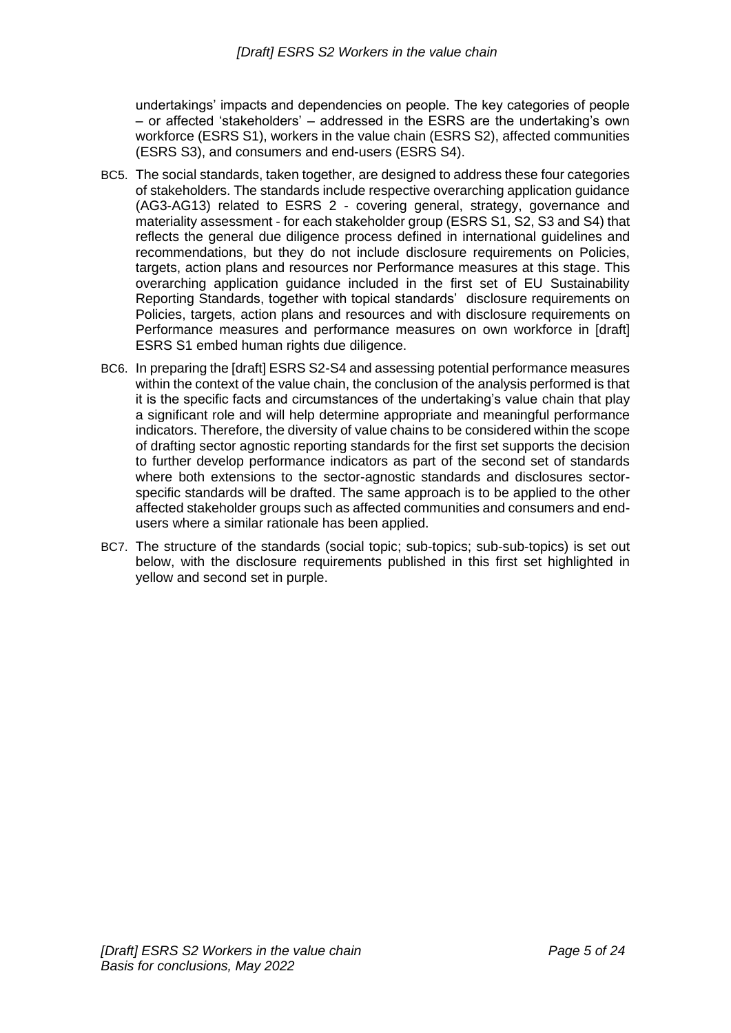undertakings' impacts and dependencies on people. The key categories of people – or affected 'stakeholders' – addressed in the ESRS are the undertaking's own workforce (ESRS S1), workers in the value chain (ESRS S2), affected communities (ESRS S3), and consumers and end-users (ESRS S4).

BC5. The social standards, taken together, are designed to address these four categories of stakeholders. The standards include respective overarching application guidance (AG3-AG13) related to ESRS 2 - covering general, strategy, governance and materiality assessment - for each stakeholder group (ESRS S1, S2, S3 and S4) that reflects the general due diligence process defined in international guidelines and recommendations, but they do not include disclosure requirements on Policies, targets, action plans and resources nor Performance measures at this stage. This overarching application guidance included in the first set of EU Sustainability Reporting Standards, together with topical standards' disclosure requirements on Policies, targets, action plans and resources and with disclosure requirements on Performance measures and performance measures on own workforce in [draft] ESRS S1 embed human rights due diligence.

BC6. In preparing the [draft] ESRS S2-S4 and assessing potential performance measures within the context of the value chain, the conclusion of the analysis performed is that it is the specific facts and circumstances of the undertaking's value chain that play a significant role and will help determine appropriate and meaningful performance indicators. Therefore, the diversity of value chains to be considered within the scope of drafting sector agnostic reporting standards for the first set supports the decision to further develop performance indicators as part of the second set of standards where both extensions to the sector-agnostic standards and disclosures sector-specific standards will be drafted. The same approach is to be applied to the other affected stakeholder groups such as affected communities and consumers and end-users where a similar rationale has been applied.

BC7. The structure of the standards (social topic; sub-topics; sub-sub-topics) is set out below, with the disclosure requirements published in this first set highlighted in yellow and second set in purple.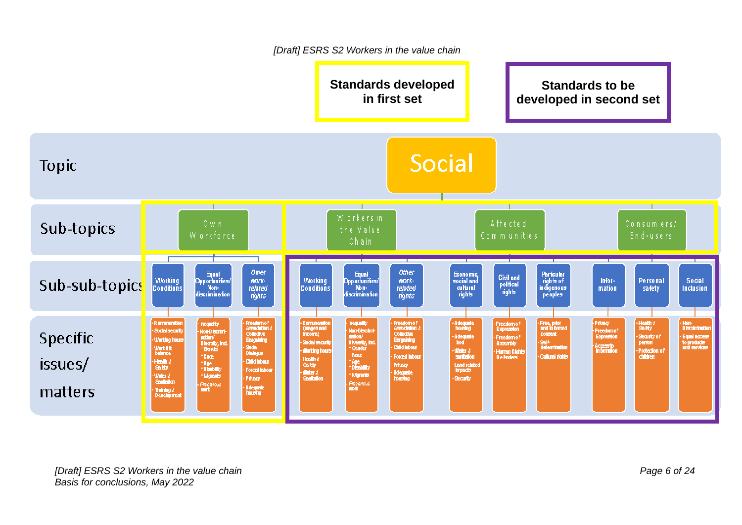**Standards developed in first set**

**Standards to be developed in second set**

**Topic:** Social

| Sub-topics | Sub-sub-topics | Specific issues/matters |
| --- | --- | --- |
| Own Workforce | Working Conditions | - Remuneration<br>- Social security<br>- Working hours<br>- Work-life balance<br>- Health & Safety<br>- Water & Sanitation<br>- Training & Development |
| | Equal Opportunities/ Non-discrimination | - Inequality<br>- Non-Discrimination/ Diversity, incl. * Gender * Race * Age * Disability * Migrants<br>- Precarious work |
| | *Other work-related rights* | - Freedom of Association & Collective Bargaining<br>- Social Dialogue<br>- Child labour<br>- Forced labour<br>- Privacy<br>- Adequate housing |
| Workers in the Value Chain | Working Conditions | - Remuneration (wages and income)<br>- Social security<br>- Working hours<br>- Health & Safety<br>- Water & Sanitation |
| | Equal Opportunities/ Non-discrimination | - Inequality<br>- Non-Discrimination/ Diversity, incl. * Gender * Race * Age * Disability * Migrants<br>- Precarious work |
| | *Other work-related rights* | - Freedom of Association & Collective Bargaining<br>- Child labour<br>- Forced labour<br>- Privacy<br>- Adequate housing |
| Affected Communities | Economic, social and cultural rights | - Adequate housing<br>- Adequate food<br>- Water & sanitation<br>- Land-related impacts<br>- Security |
| | Civil and political rights | - Freedom of Expression<br>- Freedom of Assembly<br>- Human Rights Defenders |
| | Particular rights of indigenous peoples | - Free, prior and informed consent<br>- Self-determination<br>- Cultural rights |
| Consumers/ End-users | Information | - Privacy<br>- Freedom of Expression<br>- Access to information |
| | Personal safety | - Health & Safety<br>- Security of person<br>- Protection of children |
| | Social Inclusion | - Non-Discrimination<br>- Equal access to products and services |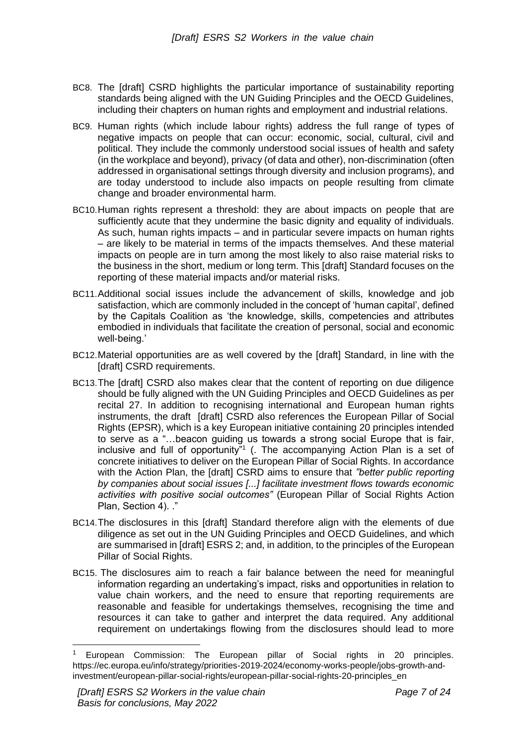BC8. The [draft] CSRD highlights the particular importance of sustainability reporting standards being aligned with the UN Guiding Principles and the OECD Guidelines, including their chapters on human rights and employment and industrial relations.

BC9. Human rights (which include labour rights) address the full range of types of negative impacts on people that can occur: economic, social, cultural, civil and political. They include the commonly understood social issues of health and safety (in the workplace and beyond), privacy (of data and other), non-discrimination (often addressed in organisational settings through diversity and inclusion programs), and are today understood to include also impacts on people resulting from climate change and broader environmental harm.

BC10. Human rights represent a threshold: they are about impacts on people that are sufficiently acute that they undermine the basic dignity and equality of individuals. As such, human rights impacts – and in particular severe impacts on human rights – are likely to be material in terms of the impacts themselves. And these material impacts on people are in turn among the most likely to also raise material risks to the business in the short, medium or long term. This [draft] Standard focuses on the reporting of these material impacts and/or material risks.

BC11. Additional social issues include the advancement of skills, knowledge and job satisfaction, which are commonly included in the concept of 'human capital', defined by the Capitals Coalition as 'the knowledge, skills, competencies and attributes embodied in individuals that facilitate the creation of personal, social and economic well-being.'

BC12. Material opportunities are as well covered by the [draft] Standard, in line with the [draft] CSRD requirements.

BC13. The [draft] CSRD also makes clear that the content of reporting on due diligence should be fully aligned with the UN Guiding Principles and OECD Guidelines as per recital 27. In addition to recognising international and European human rights instruments, the draft [draft] CSRD also references the European Pillar of Social Rights (EPSR), which is a key European initiative containing 20 principles intended to serve as a "…beacon guiding us towards a strong social Europe that is fair, inclusive and full of opportunity"[1] (. The accompanying Action Plan is a set of concrete initiatives to deliver on the European Pillar of Social Rights. In accordance with the Action Plan, the [draft] CSRD aims to ensure that *"better public reporting by companies about social issues [...] facilitate investment flows towards economic activities with positive social outcomes"* (European Pillar of Social Rights Action Plan, Section 4). ."

BC14. The disclosures in this [draft] Standard therefore align with the elements of due diligence as set out in the UN Guiding Principles and OECD Guidelines, and which are summarised in [draft] ESRS 2; and, in addition, to the principles of the European Pillar of Social Rights.

BC15. The disclosures aim to reach a fair balance between the need for meaningful information regarding an undertaking's impact, risks and opportunities in relation to value chain workers, and the need to ensure that reporting requirements are reasonable and feasible for undertakings themselves, recognising the time and resources it can take to gather and interpret the data required. Any additional requirement on undertakings flowing from the disclosures should lead to more

---

[1] European Commission: The European pillar of Social rights in 20 principles. https://ec.europa.eu/info/strategy/priorities-2019-2024/economy-works-people/jobs-growth-and-investment/european-pillar-social-rights/european-pillar-social-rights-20-principles_en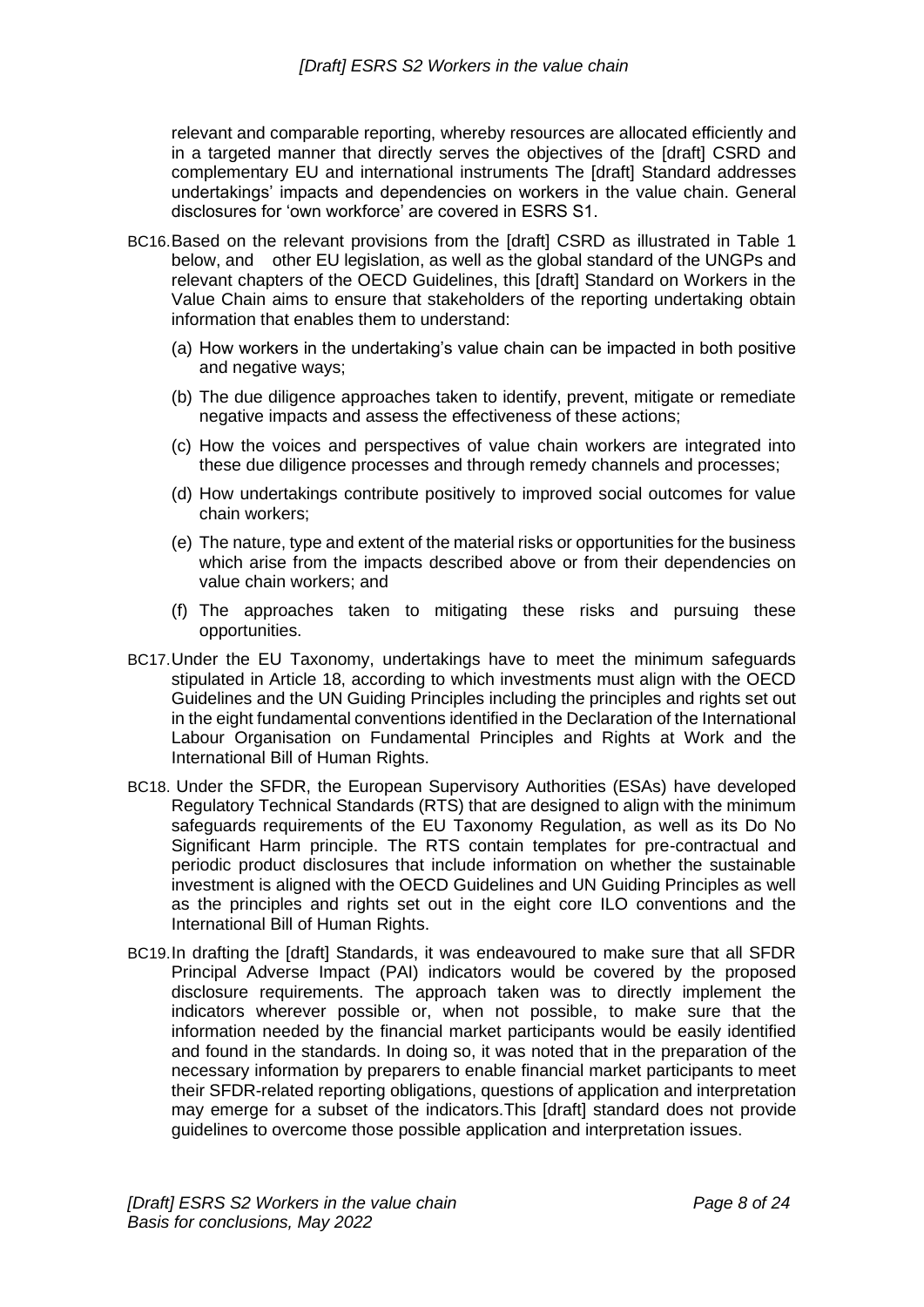relevant and comparable reporting, whereby resources are allocated efficiently and in a targeted manner that directly serves the objectives of the [draft] CSRD and complementary EU and international instruments The [draft] Standard addresses undertakings' impacts and dependencies on workers in the value chain. General disclosures for 'own workforce' are covered in ESRS S1.

BC16. Based on the relevant provisions from the [draft] CSRD as illustrated in Table 1 below, and other EU legislation, as well as the global standard of the UNGPs and relevant chapters of the OECD Guidelines, this [draft] Standard on Workers in the Value Chain aims to ensure that stakeholders of the reporting undertaking obtain information that enables them to understand:

(a) How workers in the undertaking's value chain can be impacted in both positive and negative ways;

(b) The due diligence approaches taken to identify, prevent, mitigate or remediate negative impacts and assess the effectiveness of these actions;

(c) How the voices and perspectives of value chain workers are integrated into these due diligence processes and through remedy channels and processes;

(d) How undertakings contribute positively to improved social outcomes for value chain workers;

(e) The nature, type and extent of the material risks or opportunities for the business which arise from the impacts described above or from their dependencies on value chain workers; and

(f) The approaches taken to mitigating these risks and pursuing these opportunities.

BC17. Under the EU Taxonomy, undertakings have to meet the minimum safeguards stipulated in Article 18, according to which investments must align with the OECD Guidelines and the UN Guiding Principles including the principles and rights set out in the eight fundamental conventions identified in the Declaration of the International Labour Organisation on Fundamental Principles and Rights at Work and the International Bill of Human Rights.

BC18. Under the SFDR, the European Supervisory Authorities (ESAs) have developed Regulatory Technical Standards (RTS) that are designed to align with the minimum safeguards requirements of the EU Taxonomy Regulation, as well as its Do No Significant Harm principle. The RTS contain templates for pre-contractual and periodic product disclosures that include information on whether the sustainable investment is aligned with the OECD Guidelines and UN Guiding Principles as well as the principles and rights set out in the eight core ILO conventions and the International Bill of Human Rights.

BC19. In drafting the [draft] Standards, it was endeavoured to make sure that all SFDR Principal Adverse Impact (PAI) indicators would be covered by the proposed disclosure requirements. The approach taken was to directly implement the indicators wherever possible or, when not possible, to make sure that the information needed by the financial market participants would be easily identified and found in the standards. In doing so, it was noted that in the preparation of the necessary information by preparers to enable financial market participants to meet their SFDR-related reporting obligations, questions of application and interpretation may emerge for a subset of the indicators.This [draft] standard does not provide guidelines to overcome those possible application and interpretation issues.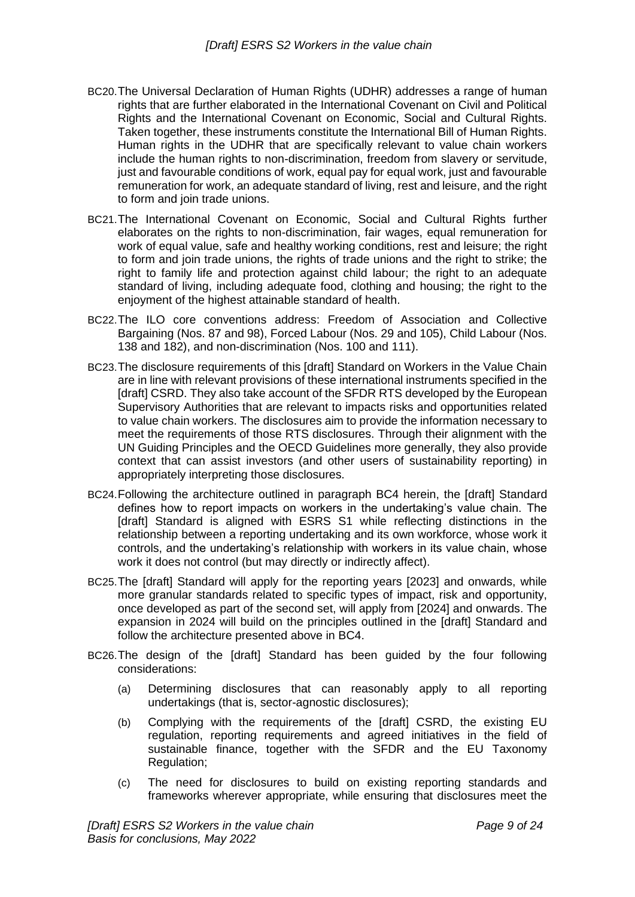BC20. The Universal Declaration of Human Rights (UDHR) addresses a range of human rights that are further elaborated in the International Covenant on Civil and Political Rights and the International Covenant on Economic, Social and Cultural Rights. Taken together, these instruments constitute the International Bill of Human Rights. Human rights in the UDHR that are specifically relevant to value chain workers include the human rights to non-discrimination, freedom from slavery or servitude, just and favourable conditions of work, equal pay for equal work, just and favourable remuneration for work, an adequate standard of living, rest and leisure, and the right to form and join trade unions.

BC21. The International Covenant on Economic, Social and Cultural Rights further elaborates on the rights to non-discrimination, fair wages, equal remuneration for work of equal value, safe and healthy working conditions, rest and leisure; the right to form and join trade unions, the rights of trade unions and the right to strike; the right to family life and protection against child labour; the right to an adequate standard of living, including adequate food, clothing and housing; the right to the enjoyment of the highest attainable standard of health.

BC22. The ILO core conventions address: Freedom of Association and Collective Bargaining (Nos. 87 and 98), Forced Labour (Nos. 29 and 105), Child Labour (Nos. 138 and 182), and non-discrimination (Nos. 100 and 111).

BC23. The disclosure requirements of this [draft] Standard on Workers in the Value Chain are in line with relevant provisions of these international instruments specified in the [draft] CSRD. They also take account of the SFDR RTS developed by the European Supervisory Authorities that are relevant to impacts risks and opportunities related to value chain workers. The disclosures aim to provide the information necessary to meet the requirements of those RTS disclosures. Through their alignment with the UN Guiding Principles and the OECD Guidelines more generally, they also provide context that can assist investors (and other users of sustainability reporting) in appropriately interpreting those disclosures.

BC24. Following the architecture outlined in paragraph BC4 herein, the [draft] Standard defines how to report impacts on workers in the undertaking's value chain. The [draft] Standard is aligned with ESRS S1 while reflecting distinctions in the relationship between a reporting undertaking and its own workforce, whose work it controls, and the undertaking's relationship with workers in its value chain, whose work it does not control (but may directly or indirectly affect).

BC25. The [draft] Standard will apply for the reporting years [2023] and onwards, while more granular standards related to specific types of impact, risk and opportunity, once developed as part of the second set, will apply from [2024] and onwards. The expansion in 2024 will build on the principles outlined in the [draft] Standard and follow the architecture presented above in BC4.

BC26. The design of the [draft] Standard has been guided by the four following considerations:

(a) Determining disclosures that can reasonably apply to all reporting undertakings (that is, sector-agnostic disclosures);

(b) Complying with the requirements of the [draft] CSRD, the existing EU regulation, reporting requirements and agreed initiatives in the field of sustainable finance, together with the SFDR and the EU Taxonomy Regulation;

(c) The need for disclosures to build on existing reporting standards and frameworks wherever appropriate, while ensuring that disclosures meet the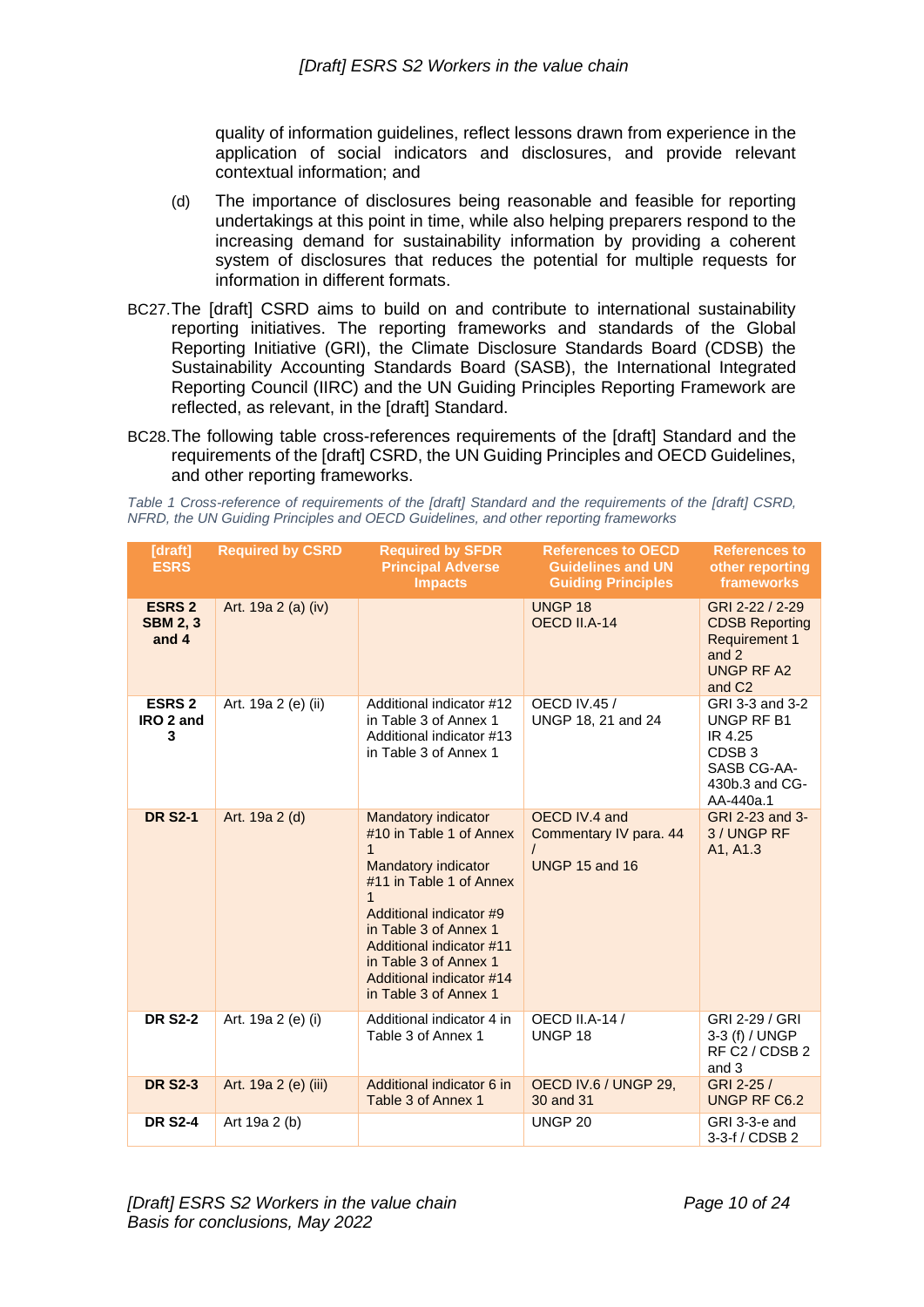quality of information guidelines, reflect lessons drawn from experience in the application of social indicators and disclosures, and provide relevant contextual information; and

(d) The importance of disclosures being reasonable and feasible for reporting undertakings at this point in time, while also helping preparers respond to the increasing demand for sustainability information by providing a coherent system of disclosures that reduces the potential for multiple requests for information in different formats.

BC27. The [draft] CSRD aims to build on and contribute to international sustainability reporting initiatives. The reporting frameworks and standards of the Global Reporting Initiative (GRI), the Climate Disclosure Standards Board (CDSB) the Sustainability Accounting Standards Board (SASB), the International Integrated Reporting Council (IIRC) and the UN Guiding Principles Reporting Framework are reflected, as relevant, in the [draft] Standard.

BC28. The following table cross-references requirements of the [draft] Standard and the requirements of the [draft] CSRD, the UN Guiding Principles and OECD Guidelines, and other reporting frameworks.

*Table 1 Cross-reference of requirements of the [draft] Standard and the requirements of the [draft] CSRD, NFRD, the UN Guiding Principles and OECD Guidelines, and other reporting frameworks*

| [draft] ESRS | Required by CSRD | Required by SFDR Principal Adverse Impacts | References to OECD Guidelines and UN Guiding Principles | References to other reporting frameworks |
|---|---|---|---|---|
| **ESRS 2 SBM 2, 3 and 4** | Art. 19a 2 (a) (iv) | | UNGP 18<br>OECD II.A-14 | GRI 2-22 / 2-29<br>CDSB Reporting Requirement 1 and 2<br>UNGP RF A2 and C2 |
| **ESRS 2 IRO 2 and 3** | Art. 19a 2 (e) (ii) | Additional indicator #12 in Table 3 of Annex 1<br>Additional indicator #13 in Table 3 of Annex 1 | OECD IV.45 /<br>UNGP 18, 21 and 24 | GRI 3-3 and 3-2<br>UNGP RF B1<br>IR 4.25<br>CDSB 3<br>SASB CG-AA-430b.3 and CG-AA-440a.1 |
| **DR S2-1** | Art. 19a 2 (d) | Mandatory indicator #10 in Table 1 of Annex 1<br>Mandatory indicator #11 in Table 1 of Annex 1<br>Additional indicator #9 in Table 3 of Annex 1<br>Additional indicator #11 in Table 3 of Annex 1<br>Additional indicator #14 in Table 3 of Annex 1 | OECD IV.4 and Commentary IV para. 44 /<br>UNGP 15 and 16 | GRI 2-23 and 3-3 / UNGP RF A1, A1.3 |
| **DR S2-2** | Art. 19a 2 (e) (i) | Additional indicator 4 in Table 3 of Annex 1 | OECD II.A-14 /<br>UNGP 18 | GRI 2-29 / GRI 3-3 (f) / UNGP RF C2 / CDSB 2 and 3 |
| **DR S2-3** | Art. 19a 2 (e) (iii) | Additional indicator 6 in Table 3 of Annex 1 | OECD IV.6 / UNGP 29, 30 and 31 | GRI 2-25 /<br>UNGP RF C6.2 |
| **DR S2-4** | Art 19a 2 (b) | | UNGP 20 | GRI 3-3-e and 3-3-f / CDSB 2 |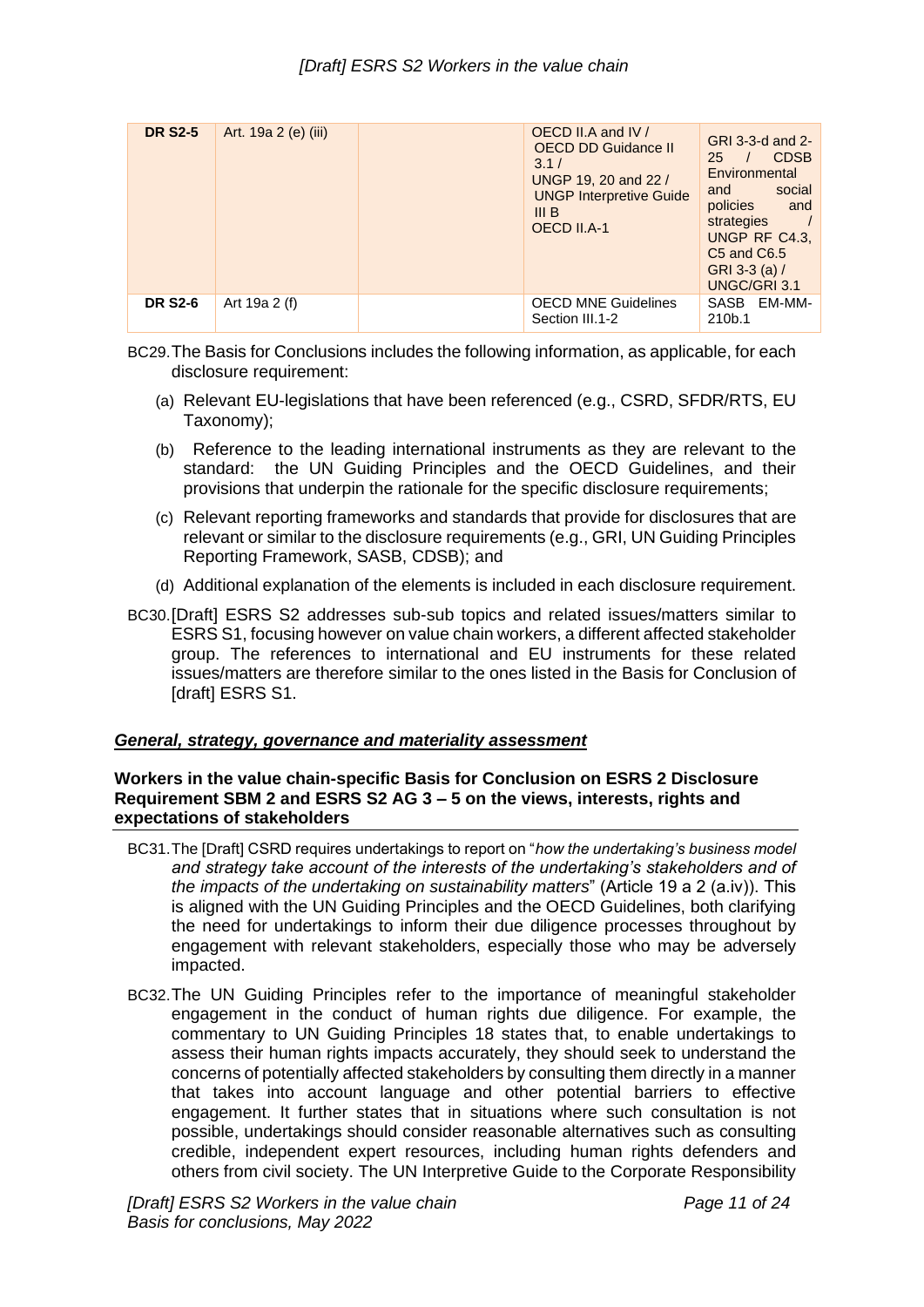| DR S2-5 | Art. 19a 2 (e) (iii) | | OECD II.A and IV / OECD DD Guidance II 3.1 / UNGP 19, 20 and 22 / UNGP Interpretive Guide III B OECD II.A-1 | GRI 3-3-d and 2-25 / CDSB Environmental and social policies and strategies / UNGP RF C4.3, C5 and C6.5 GRI 3-3 (a) / UNGC/GRI 3.1 |
|---|---|---|---|---|
| DR S2-6 | Art 19a 2 (f) | | OECD MNE Guidelines Section III.1-2 | SASB EM-MM-210b.1 |

BC29. The Basis for Conclusions includes the following information, as applicable, for each disclosure requirement:

(a) Relevant EU-legislations that have been referenced (e.g., CSRD, SFDR/RTS, EU Taxonomy);

(b) Reference to the leading international instruments as they are relevant to the standard: the UN Guiding Principles and the OECD Guidelines, and their provisions that underpin the rationale for the specific disclosure requirements;

(c) Relevant reporting frameworks and standards that provide for disclosures that are relevant or similar to the disclosure requirements (e.g., GRI, UN Guiding Principles Reporting Framework, SASB, CDSB); and

(d) Additional explanation of the elements is included in each disclosure requirement.

BC30. [Draft] ESRS S2 addresses sub-sub topics and related issues/matters similar to ESRS S1, focusing however on value chain workers, a different affected stakeholder group. The references to international and EU instruments for these related issues/matters are therefore similar to the ones listed in the Basis for Conclusion of [draft] ESRS S1.

## ***General, strategy, governance and materiality assessment***

### Workers in the value chain-specific Basis for Conclusion on ESRS 2 Disclosure Requirement SBM 2 and ESRS S2 AG 3 – 5 on the views, interests, rights and expectations of stakeholders

BC31. The [Draft] CSRD requires undertakings to report on "*how the undertaking's business model and strategy take account of the interests of the undertaking's stakeholders and of the impacts of the undertaking on sustainability matters*" (Article 19 a 2 (a.iv)). This is aligned with the UN Guiding Principles and the OECD Guidelines, both clarifying the need for undertakings to inform their due diligence processes throughout by engagement with relevant stakeholders, especially those who may be adversely impacted.

BC32. The UN Guiding Principles refer to the importance of meaningful stakeholder engagement in the conduct of human rights due diligence. For example, the commentary to UN Guiding Principles 18 states that, to enable undertakings to assess their human rights impacts accurately, they should seek to understand the concerns of potentially affected stakeholders by consulting them directly in a manner that takes into account language and other potential barriers to effective engagement. It further states that in situations where such consultation is not possible, undertakings should consider reasonable alternatives such as consulting credible, independent expert resources, including human rights defenders and others from civil society. The UN Interpretive Guide to the Corporate Responsibility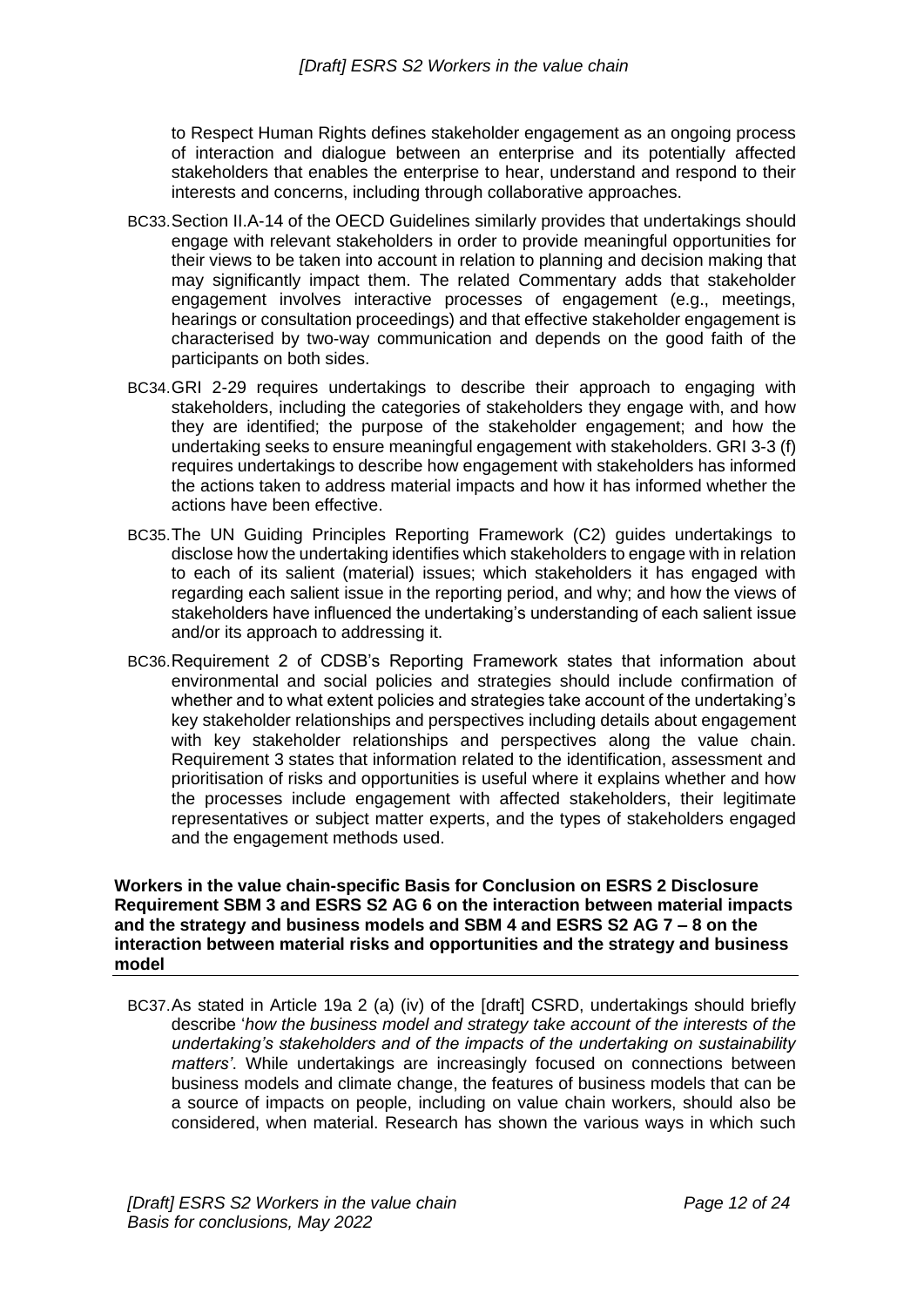to Respect Human Rights defines stakeholder engagement as an ongoing process of interaction and dialogue between an enterprise and its potentially affected stakeholders that enables the enterprise to hear, understand and respond to their interests and concerns, including through collaborative approaches.

BC33. Section II.A-14 of the OECD Guidelines similarly provides that undertakings should engage with relevant stakeholders in order to provide meaningful opportunities for their views to be taken into account in relation to planning and decision making that may significantly impact them. The related Commentary adds that stakeholder engagement involves interactive processes of engagement (e.g., meetings, hearings or consultation proceedings) and that effective stakeholder engagement is characterised by two-way communication and depends on the good faith of the participants on both sides.

BC34. GRI 2-29 requires undertakings to describe their approach to engaging with stakeholders, including the categories of stakeholders they engage with, and how they are identified; the purpose of the stakeholder engagement; and how the undertaking seeks to ensure meaningful engagement with stakeholders. GRI 3-3 (f) requires undertakings to describe how engagement with stakeholders has informed the actions taken to address material impacts and how it has informed whether the actions have been effective.

BC35. The UN Guiding Principles Reporting Framework (C2) guides undertakings to disclose how the undertaking identifies which stakeholders to engage with in relation to each of its salient (material) issues; which stakeholders it has engaged with regarding each salient issue in the reporting period, and why; and how the views of stakeholders have influenced the undertaking's understanding of each salient issue and/or its approach to addressing it.

BC36. Requirement 2 of CDSB's Reporting Framework states that information about environmental and social policies and strategies should include confirmation of whether and to what extent policies and strategies take account of the undertaking's key stakeholder relationships and perspectives including details about engagement with key stakeholder relationships and perspectives along the value chain. Requirement 3 states that information related to the identification, assessment and prioritisation of risks and opportunities is useful where it explains whether and how the processes include engagement with affected stakeholders, their legitimate representatives or subject matter experts, and the types of stakeholders engaged and the engagement methods used.

**Workers in the value chain-specific Basis for Conclusion on ESRS 2 Disclosure Requirement SBM 3 and ESRS S2 AG 6 on the interaction between material impacts and the strategy and business models and SBM 4 and ESRS S2 AG 7 – 8 on the interaction between material risks and opportunities and the strategy and business model**

BC37. As stated in Article 19a 2 (a) (iv) of the [draft] CSRD, undertakings should briefly describe '*how the business model and strategy take account of the interests of the undertaking's stakeholders and of the impacts of the undertaking on sustainability matters*'. While undertakings are increasingly focused on connections between business models and climate change, the features of business models that can be a source of impacts on people, including on value chain workers, should also be considered, when material. Research has shown the various ways in which such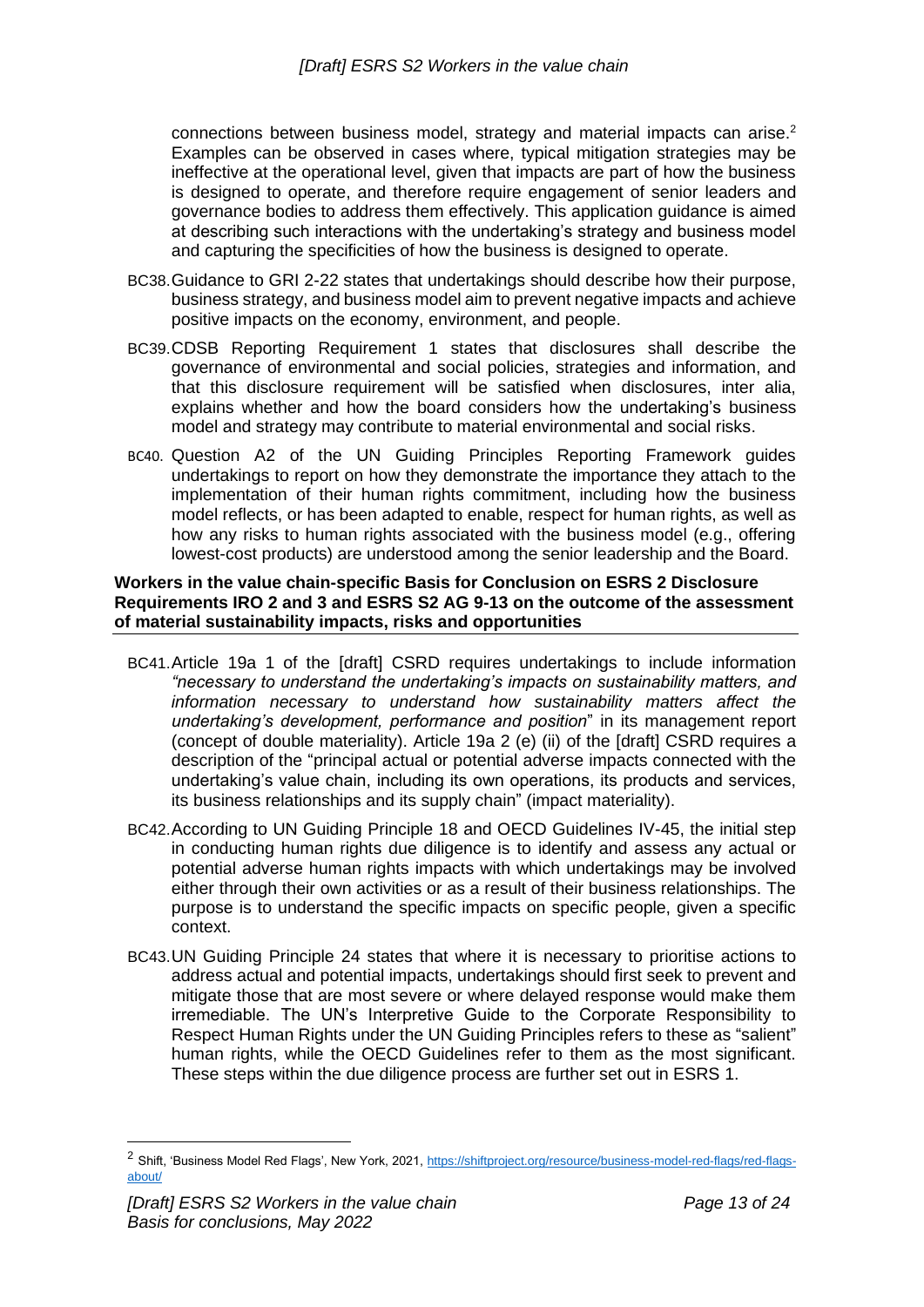connections between business model, strategy and material impacts can arise.[2] Examples can be observed in cases where, typical mitigation strategies may be ineffective at the operational level, given that impacts are part of how the business is designed to operate, and therefore require engagement of senior leaders and governance bodies to address them effectively. This application guidance is aimed at describing such interactions with the undertaking's strategy and business model and capturing the specificities of how the business is designed to operate.

BC38. Guidance to GRI 2-22 states that undertakings should describe how their purpose, business strategy, and business model aim to prevent negative impacts and achieve positive impacts on the economy, environment, and people.

BC39. CDSB Reporting Requirement 1 states that disclosures shall describe the governance of environmental and social policies, strategies and information, and that this disclosure requirement will be satisfied when disclosures, inter alia, explains whether and how the board considers how the undertaking's business model and strategy may contribute to material environmental and social risks.

BC40. Question A2 of the UN Guiding Principles Reporting Framework guides undertakings to report on how they demonstrate the importance they attach to the implementation of their human rights commitment, including how the business model reflects, or has been adapted to enable, respect for human rights, as well as how any risks to human rights associated with the business model (e.g., offering lowest-cost products) are understood among the senior leadership and the Board.

**Workers in the value chain-specific Basis for Conclusion on ESRS 2 Disclosure Requirements IRO 2 and 3 and ESRS S2 AG 9-13 on the outcome of the assessment of material sustainability impacts, risks and opportunities**

BC41. Article 19a 1 of the [draft] CSRD requires undertakings to include information *"necessary to understand the undertaking's impacts on sustainability matters, and information necessary to understand how sustainability matters affect the undertaking's development, performance and position"* in its management report (concept of double materiality). Article 19a 2 (e) (ii) of the [draft] CSRD requires a description of the "principal actual or potential adverse impacts connected with the undertaking's value chain, including its own operations, its products and services, its business relationships and its supply chain" (impact materiality).

BC42. According to UN Guiding Principle 18 and OECD Guidelines IV-45, the initial step in conducting human rights due diligence is to identify and assess any actual or potential adverse human rights impacts with which undertakings may be involved either through their own activities or as a result of their business relationships. The purpose is to understand the specific impacts on specific people, given a specific context.

BC43. UN Guiding Principle 24 states that where it is necessary to prioritise actions to address actual and potential impacts, undertakings should first seek to prevent and mitigate those that are most severe or where delayed response would make them irremediable. The UN's Interpretive Guide to the Corporate Responsibility to Respect Human Rights under the UN Guiding Principles refers to these as "salient" human rights, while the OECD Guidelines refer to them as the most significant. These steps within the due diligence process are further set out in ESRS 1.

[2] Shift, 'Business Model Red Flags', New York, 2021, https://shiftproject.org/resource/business-model-red-flags/red-flags-about/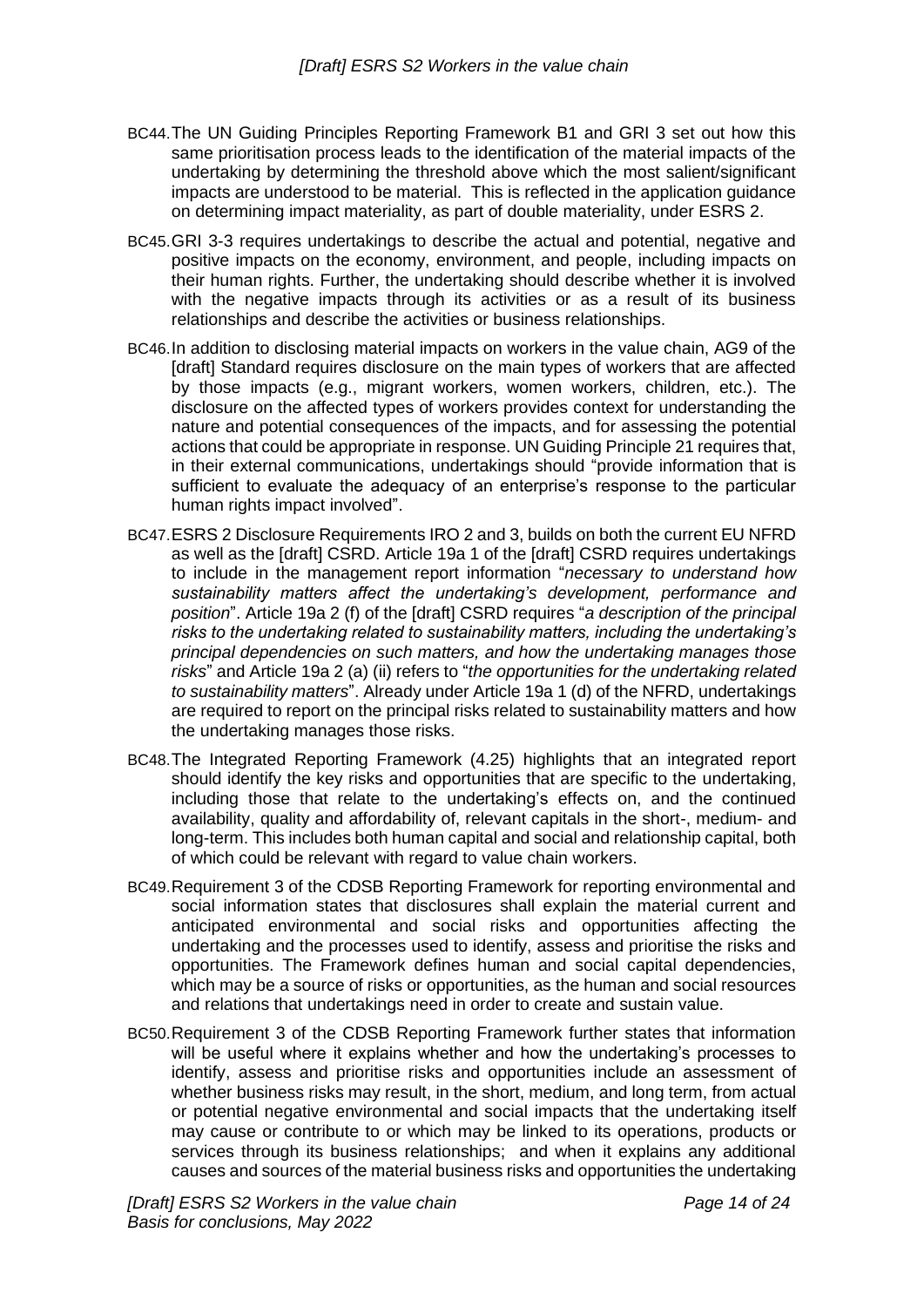BC44. The UN Guiding Principles Reporting Framework B1 and GRI 3 set out how this same prioritisation process leads to the identification of the material impacts of the undertaking by determining the threshold above which the most salient/significant impacts are understood to be material. This is reflected in the application guidance on determining impact materiality, as part of double materiality, under ESRS 2.

BC45. GRI 3-3 requires undertakings to describe the actual and potential, negative and positive impacts on the economy, environment, and people, including impacts on their human rights. Further, the undertaking should describe whether it is involved with the negative impacts through its activities or as a result of its business relationships and describe the activities or business relationships.

BC46. In addition to disclosing material impacts on workers in the value chain, AG9 of the [draft] Standard requires disclosure on the main types of workers that are affected by those impacts (e.g., migrant workers, women workers, children, etc.). The disclosure on the affected types of workers provides context for understanding the nature and potential consequences of the impacts, and for assessing the potential actions that could be appropriate in response. UN Guiding Principle 21 requires that, in their external communications, undertakings should "provide information that is sufficient to evaluate the adequacy of an enterprise's response to the particular human rights impact involved".

BC47. ESRS 2 Disclosure Requirements IRO 2 and 3, builds on both the current EU NFRD as well as the [draft] CSRD. Article 19a 1 of the [draft] CSRD requires undertakings to include in the management report information "*necessary to understand how sustainability matters affect the undertaking's development, performance and position*". Article 19a 2 (f) of the [draft] CSRD requires "*a description of the principal risks to the undertaking related to sustainability matters, including the undertaking's principal dependencies on such matters, and how the undertaking manages those risks*" and Article 19a 2 (a) (ii) refers to "*the opportunities for the undertaking related to sustainability matters*". Already under Article 19a 1 (d) of the NFRD, undertakings are required to report on the principal risks related to sustainability matters and how the undertaking manages those risks.

BC48. The Integrated Reporting Framework (4.25) highlights that an integrated report should identify the key risks and opportunities that are specific to the undertaking, including those that relate to the undertaking's effects on, and the continued availability, quality and affordability of, relevant capitals in the short-, medium- and long-term. This includes both human capital and social and relationship capital, both of which could be relevant with regard to value chain workers.

BC49. Requirement 3 of the CDSB Reporting Framework for reporting environmental and social information states that disclosures shall explain the material current and anticipated environmental and social risks and opportunities affecting the undertaking and the processes used to identify, assess and prioritise the risks and opportunities. The Framework defines human and social capital dependencies, which may be a source of risks or opportunities, as the human and social resources and relations that undertakings need in order to create and sustain value.

BC50. Requirement 3 of the CDSB Reporting Framework further states that information will be useful where it explains whether and how the undertaking's processes to identify, assess and prioritise risks and opportunities include an assessment of whether business risks may result, in the short, medium, and long term, from actual or potential negative environmental and social impacts that the undertaking itself may cause or contribute to or which may be linked to its operations, products or services through its business relationships; and when it explains any additional causes and sources of the material business risks and opportunities the undertaking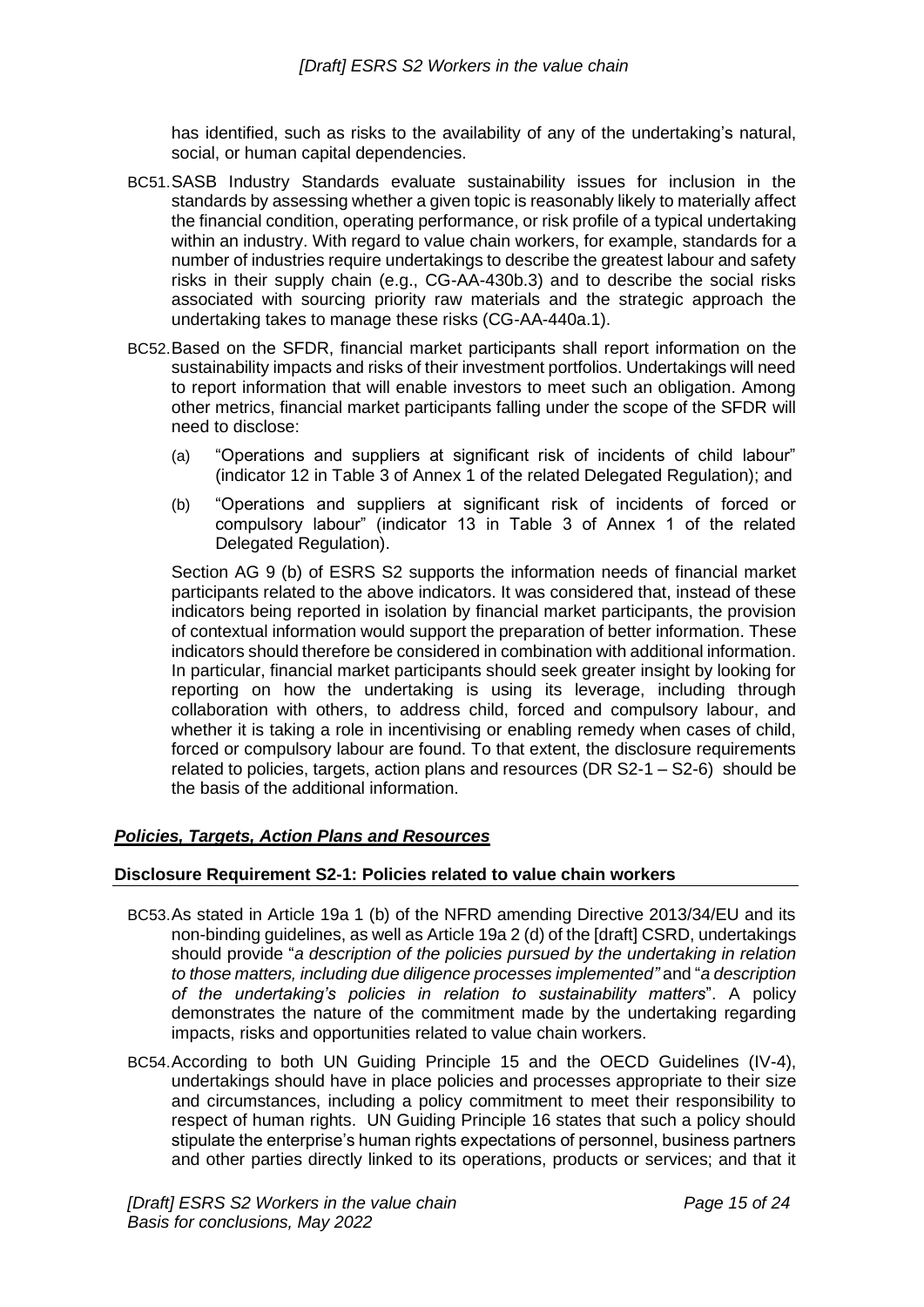has identified, such as risks to the availability of any of the undertaking's natural, social, or human capital dependencies.

BC51. SASB Industry Standards evaluate sustainability issues for inclusion in the standards by assessing whether a given topic is reasonably likely to materially affect the financial condition, operating performance, or risk profile of a typical undertaking within an industry. With regard to value chain workers, for example, standards for a number of industries require undertakings to describe the greatest labour and safety risks in their supply chain (e.g., CG-AA-430b.3) and to describe the social risks associated with sourcing priority raw materials and the strategic approach the undertaking takes to manage these risks (CG-AA-440a.1).

BC52. Based on the SFDR, financial market participants shall report information on the sustainability impacts and risks of their investment portfolios. Undertakings will need to report information that will enable investors to meet such an obligation. Among other metrics, financial market participants falling under the scope of the SFDR will need to disclose:

(a) "Operations and suppliers at significant risk of incidents of child labour" (indicator 12 in Table 3 of Annex 1 of the related Delegated Regulation); and

(b) "Operations and suppliers at significant risk of incidents of forced or compulsory labour" (indicator 13 in Table 3 of Annex 1 of the related Delegated Regulation).

Section AG 9 (b) of ESRS S2 supports the information needs of financial market participants related to the above indicators. It was considered that, instead of these indicators being reported in isolation by financial market participants, the provision of contextual information would support the preparation of better information. These indicators should therefore be considered in combination with additional information. In particular, financial market participants should seek greater insight by looking for reporting on how the undertaking is using its leverage, including through collaboration with others, to address child, forced and compulsory labour, and whether it is taking a role in incentivising or enabling remedy when cases of child, forced or compulsory labour are found. To that extent, the disclosure requirements related to policies, targets, action plans and resources (DR S2-1 – S2-6) should be the basis of the additional information.

## ***Policies, Targets, Action Plans and Resources***

### Disclosure Requirement S2-1: Policies related to value chain workers

BC53. As stated in Article 19a 1 (b) of the NFRD amending Directive 2013/34/EU and its non-binding guidelines, as well as Article 19a 2 (d) of the [draft] CSRD, undertakings should provide "*a description of the policies pursued by the undertaking in relation to those matters, including due diligence processes implemented"* and "*a description of the undertaking's policies in relation to sustainability matters*". A policy demonstrates the nature of the commitment made by the undertaking regarding impacts, risks and opportunities related to value chain workers.

BC54. According to both UN Guiding Principle 15 and the OECD Guidelines (IV-4), undertakings should have in place policies and processes appropriate to their size and circumstances, including a policy commitment to meet their responsibility to respect of human rights. UN Guiding Principle 16 states that such a policy should stipulate the enterprise's human rights expectations of personnel, business partners and other parties directly linked to its operations, products or services; and that it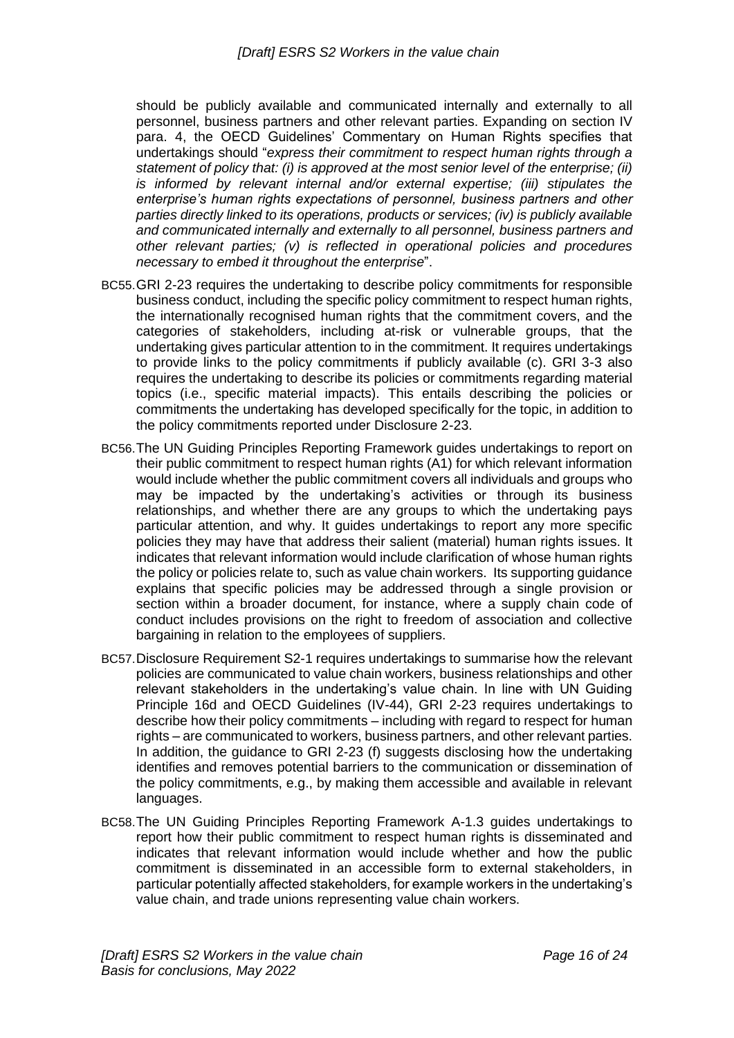should be publicly available and communicated internally and externally to all personnel, business partners and other relevant parties. Expanding on section IV para. 4, the OECD Guidelines' Commentary on Human Rights specifies that undertakings should "*express their commitment to respect human rights through a statement of policy that: (i) is approved at the most senior level of the enterprise; (ii) is informed by relevant internal and/or external expertise; (iii) stipulates the enterprise's human rights expectations of personnel, business partners and other parties directly linked to its operations, products or services; (iv) is publicly available and communicated internally and externally to all personnel, business partners and other relevant parties; (v) is reflected in operational policies and procedures necessary to embed it throughout the enterprise*".

BC55. GRI 2-23 requires the undertaking to describe policy commitments for responsible business conduct, including the specific policy commitment to respect human rights, the internationally recognised human rights that the commitment covers, and the categories of stakeholders, including at-risk or vulnerable groups, that the undertaking gives particular attention to in the commitment. It requires undertakings to provide links to the policy commitments if publicly available (c). GRI 3-3 also requires the undertaking to describe its policies or commitments regarding material topics (i.e., specific material impacts). This entails describing the policies or commitments the undertaking has developed specifically for the topic, in addition to the policy commitments reported under Disclosure 2-23.

BC56. The UN Guiding Principles Reporting Framework guides undertakings to report on their public commitment to respect human rights (A1) for which relevant information would include whether the public commitment covers all individuals and groups who may be impacted by the undertaking's activities or through its business relationships, and whether there are any groups to which the undertaking pays particular attention, and why. It guides undertakings to report any more specific policies they may have that address their salient (material) human rights issues. It indicates that relevant information would include clarification of whose human rights the policy or policies relate to, such as value chain workers. Its supporting guidance explains that specific policies may be addressed through a single provision or section within a broader document, for instance, where a supply chain code of conduct includes provisions on the right to freedom of association and collective bargaining in relation to the employees of suppliers.

BC57. Disclosure Requirement S2-1 requires undertakings to summarise how the relevant policies are communicated to value chain workers, business relationships and other relevant stakeholders in the undertaking's value chain. In line with UN Guiding Principle 16d and OECD Guidelines (IV-44), GRI 2-23 requires undertakings to describe how their policy commitments – including with regard to respect for human rights – are communicated to workers, business partners, and other relevant parties. In addition, the guidance to GRI 2-23 (f) suggests disclosing how the undertaking identifies and removes potential barriers to the communication or dissemination of the policy commitments, e.g., by making them accessible and available in relevant languages.

BC58. The UN Guiding Principles Reporting Framework A-1.3 guides undertakings to report how their public commitment to respect human rights is disseminated and indicates that relevant information would include whether and how the public commitment is disseminated in an accessible form to external stakeholders, in particular potentially affected stakeholders, for example workers in the undertaking's value chain, and trade unions representing value chain workers.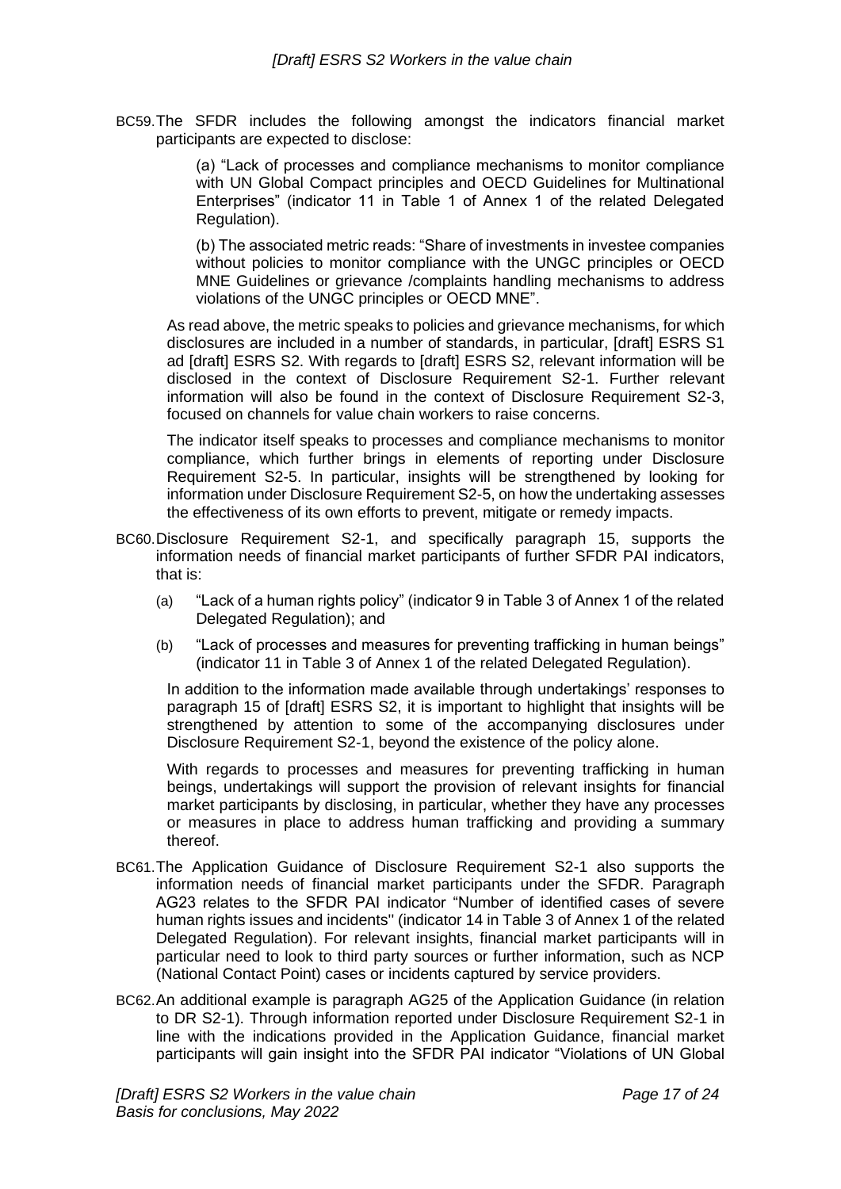BC59. The SFDR includes the following amongst the indicators financial market participants are expected to disclose:

> (a) "Lack of processes and compliance mechanisms to monitor compliance with UN Global Compact principles and OECD Guidelines for Multinational Enterprises" (indicator 11 in Table 1 of Annex 1 of the related Delegated Regulation).
>
> (b) The associated metric reads: "Share of investments in investee companies without policies to monitor compliance with the UNGC principles or OECD MNE Guidelines or grievance /complaints handling mechanisms to address violations of the UNGC principles or OECD MNE".

As read above, the metric speaks to policies and grievance mechanisms, for which disclosures are included in a number of standards, in particular, [draft] ESRS S1 ad [draft] ESRS S2. With regards to [draft] ESRS S2, relevant information will be disclosed in the context of Disclosure Requirement S2-1. Further relevant information will also be found in the context of Disclosure Requirement S2-3, focused on channels for value chain workers to raise concerns.

The indicator itself speaks to processes and compliance mechanisms to monitor compliance, which further brings in elements of reporting under Disclosure Requirement S2-5. In particular, insights will be strengthened by looking for information under Disclosure Requirement S2-5, on how the undertaking assesses the effectiveness of its own efforts to prevent, mitigate or remedy impacts.

BC60. Disclosure Requirement S2-1, and specifically paragraph 15, supports the information needs of financial market participants of further SFDR PAI indicators, that is:

(a) "Lack of a human rights policy" (indicator 9 in Table 3 of Annex 1 of the related Delegated Regulation); and

(b) "Lack of processes and measures for preventing trafficking in human beings" (indicator 11 in Table 3 of Annex 1 of the related Delegated Regulation).

In addition to the information made available through undertakings' responses to paragraph 15 of [draft] ESRS S2, it is important to highlight that insights will be strengthened by attention to some of the accompanying disclosures under Disclosure Requirement S2-1, beyond the existence of the policy alone.

With regards to processes and measures for preventing trafficking in human beings, undertakings will support the provision of relevant insights for financial market participants by disclosing, in particular, whether they have any processes or measures in place to address human trafficking and providing a summary thereof.

BC61. The Application Guidance of Disclosure Requirement S2-1 also supports the information needs of financial market participants under the SFDR. Paragraph AG23 relates to the SFDR PAI indicator "Number of identified cases of severe human rights issues and incidents'' (indicator 14 in Table 3 of Annex 1 of the related Delegated Regulation). For relevant insights, financial market participants will in particular need to look to third party sources or further information, such as NCP (National Contact Point) cases or incidents captured by service providers.

BC62. An additional example is paragraph AG25 of the Application Guidance (in relation to DR S2-1). Through information reported under Disclosure Requirement S2-1 in line with the indications provided in the Application Guidance, financial market participants will gain insight into the SFDR PAI indicator "Violations of UN Global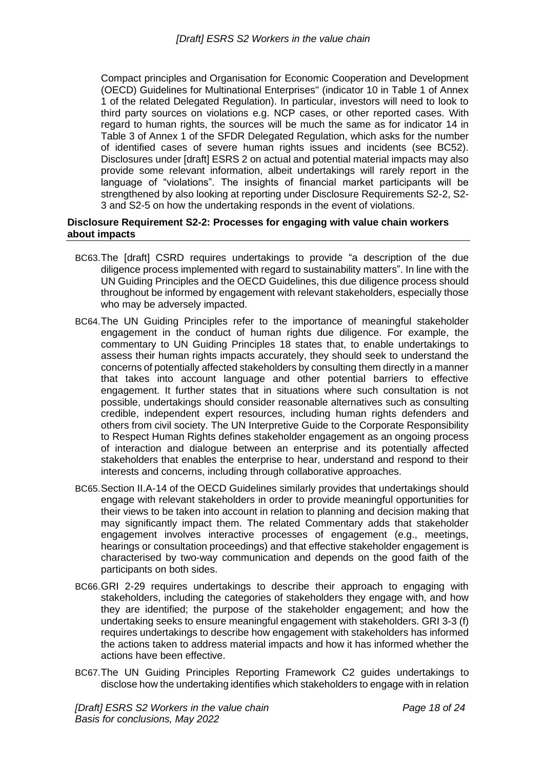Compact principles and Organisation for Economic Cooperation and Development (OECD) Guidelines for Multinational Enterprises" (indicator 10 in Table 1 of Annex 1 of the related Delegated Regulation). In particular, investors will need to look to third party sources on violations e.g. NCP cases, or other reported cases. With regard to human rights, the sources will be much the same as for indicator 14 in Table 3 of Annex 1 of the SFDR Delegated Regulation, which asks for the number of identified cases of severe human rights issues and incidents (see BC52). Disclosures under [draft] ESRS 2 on actual and potential material impacts may also provide some relevant information, albeit undertakings will rarely report in the language of "violations". The insights of financial market participants will be strengthened by also looking at reporting under Disclosure Requirements S2-2, S2-3 and S2-5 on how the undertaking responds in the event of violations.

**Disclosure Requirement S2-2: Processes for engaging with value chain workers about impacts**

BC63. The [draft] CSRD requires undertakings to provide "a description of the due diligence process implemented with regard to sustainability matters". In line with the UN Guiding Principles and the OECD Guidelines, this due diligence process should throughout be informed by engagement with relevant stakeholders, especially those who may be adversely impacted.

BC64. The UN Guiding Principles refer to the importance of meaningful stakeholder engagement in the conduct of human rights due diligence. For example, the commentary to UN Guiding Principles 18 states that, to enable undertakings to assess their human rights impacts accurately, they should seek to understand the concerns of potentially affected stakeholders by consulting them directly in a manner that takes into account language and other potential barriers to effective engagement. It further states that in situations where such consultation is not possible, undertakings should consider reasonable alternatives such as consulting credible, independent expert resources, including human rights defenders and others from civil society. The UN Interpretive Guide to the Corporate Responsibility to Respect Human Rights defines stakeholder engagement as an ongoing process of interaction and dialogue between an enterprise and its potentially affected stakeholders that enables the enterprise to hear, understand and respond to their interests and concerns, including through collaborative approaches.

BC65. Section II.A-14 of the OECD Guidelines similarly provides that undertakings should engage with relevant stakeholders in order to provide meaningful opportunities for their views to be taken into account in relation to planning and decision making that may significantly impact them. The related Commentary adds that stakeholder engagement involves interactive processes of engagement (e.g., meetings, hearings or consultation proceedings) and that effective stakeholder engagement is characterised by two-way communication and depends on the good faith of the participants on both sides.

BC66. GRI 2-29 requires undertakings to describe their approach to engaging with stakeholders, including the categories of stakeholders they engage with, and how they are identified; the purpose of the stakeholder engagement; and how the undertaking seeks to ensure meaningful engagement with stakeholders. GRI 3-3 (f) requires undertakings to describe how engagement with stakeholders has informed the actions taken to address material impacts and how it has informed whether the actions have been effective.

BC67. The UN Guiding Principles Reporting Framework C2 guides undertakings to disclose how the undertaking identifies which stakeholders to engage with in relation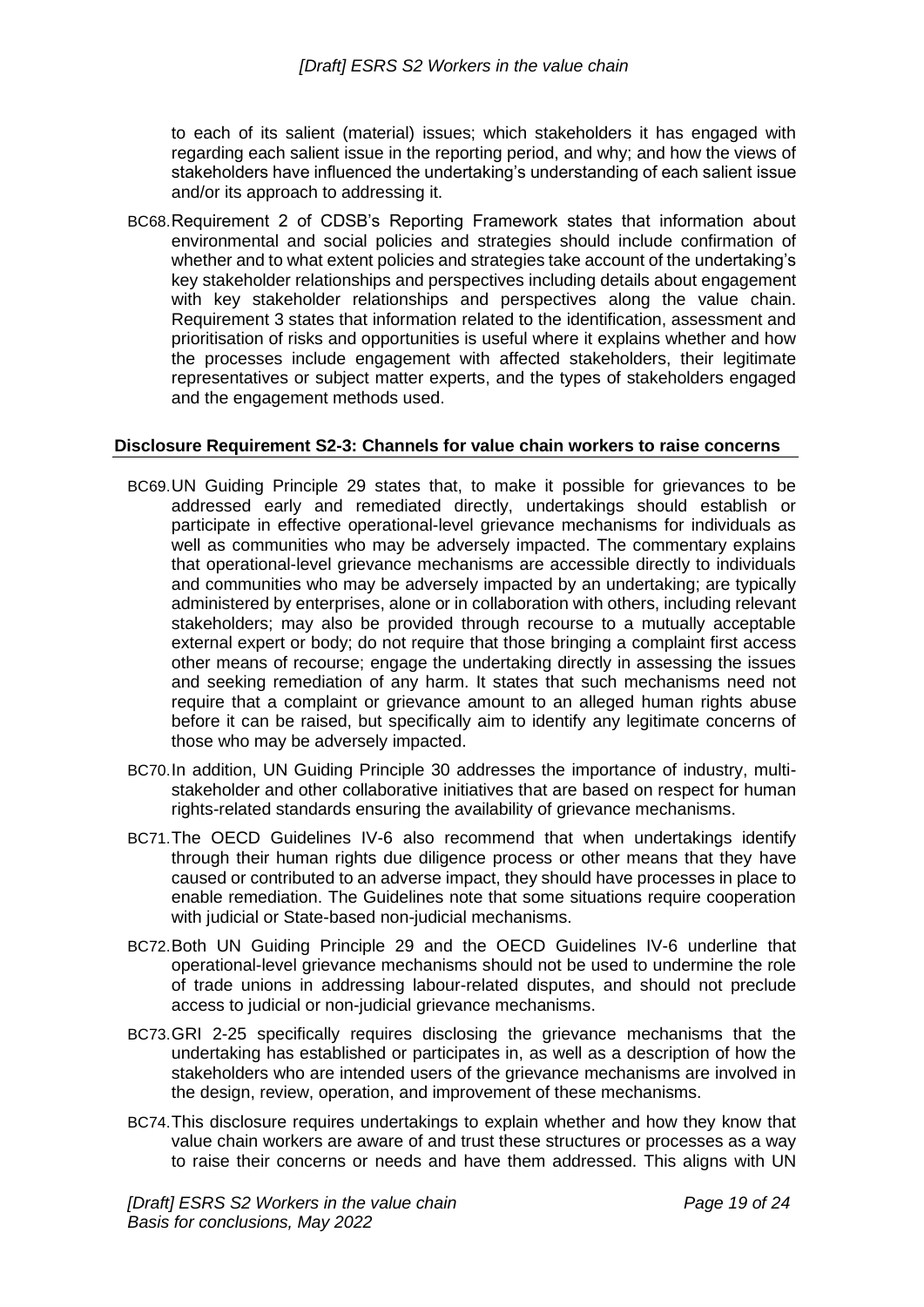to each of its salient (material) issues; which stakeholders it has engaged with regarding each salient issue in the reporting period, and why; and how the views of stakeholders have influenced the undertaking's understanding of each salient issue and/or its approach to addressing it.

BC68. Requirement 2 of CDSB's Reporting Framework states that information about environmental and social policies and strategies should include confirmation of whether and to what extent policies and strategies take account of the undertaking's key stakeholder relationships and perspectives including details about engagement with key stakeholder relationships and perspectives along the value chain. Requirement 3 states that information related to the identification, assessment and prioritisation of risks and opportunities is useful where it explains whether and how the processes include engagement with affected stakeholders, their legitimate representatives or subject matter experts, and the types of stakeholders engaged and the engagement methods used.

### Disclosure Requirement S2-3: Channels for value chain workers to raise concerns

BC69. UN Guiding Principle 29 states that, to make it possible for grievances to be addressed early and remediated directly, undertakings should establish or participate in effective operational-level grievance mechanisms for individuals as well as communities who may be adversely impacted. The commentary explains that operational-level grievance mechanisms are accessible directly to individuals and communities who may be adversely impacted by an undertaking; are typically administered by enterprises, alone or in collaboration with others, including relevant stakeholders; may also be provided through recourse to a mutually acceptable external expert or body; do not require that those bringing a complaint first access other means of recourse; engage the undertaking directly in assessing the issues and seeking remediation of any harm. It states that such mechanisms need not require that a complaint or grievance amount to an alleged human rights abuse before it can be raised, but specifically aim to identify any legitimate concerns of those who may be adversely impacted.

BC70. In addition, UN Guiding Principle 30 addresses the importance of industry, multi-stakeholder and other collaborative initiatives that are based on respect for human rights-related standards ensuring the availability of grievance mechanisms.

BC71. The OECD Guidelines IV-6 also recommend that when undertakings identify through their human rights due diligence process or other means that they have caused or contributed to an adverse impact, they should have processes in place to enable remediation. The Guidelines note that some situations require cooperation with judicial or State-based non-judicial mechanisms.

BC72. Both UN Guiding Principle 29 and the OECD Guidelines IV-6 underline that operational-level grievance mechanisms should not be used to undermine the role of trade unions in addressing labour-related disputes, and should not preclude access to judicial or non-judicial grievance mechanisms.

BC73. GRI 2-25 specifically requires disclosing the grievance mechanisms that the undertaking has established or participates in, as well as a description of how the stakeholders who are intended users of the grievance mechanisms are involved in the design, review, operation, and improvement of these mechanisms.

BC74. This disclosure requires undertakings to explain whether and how they know that value chain workers are aware of and trust these structures or processes as a way to raise their concerns or needs and have them addressed. This aligns with UN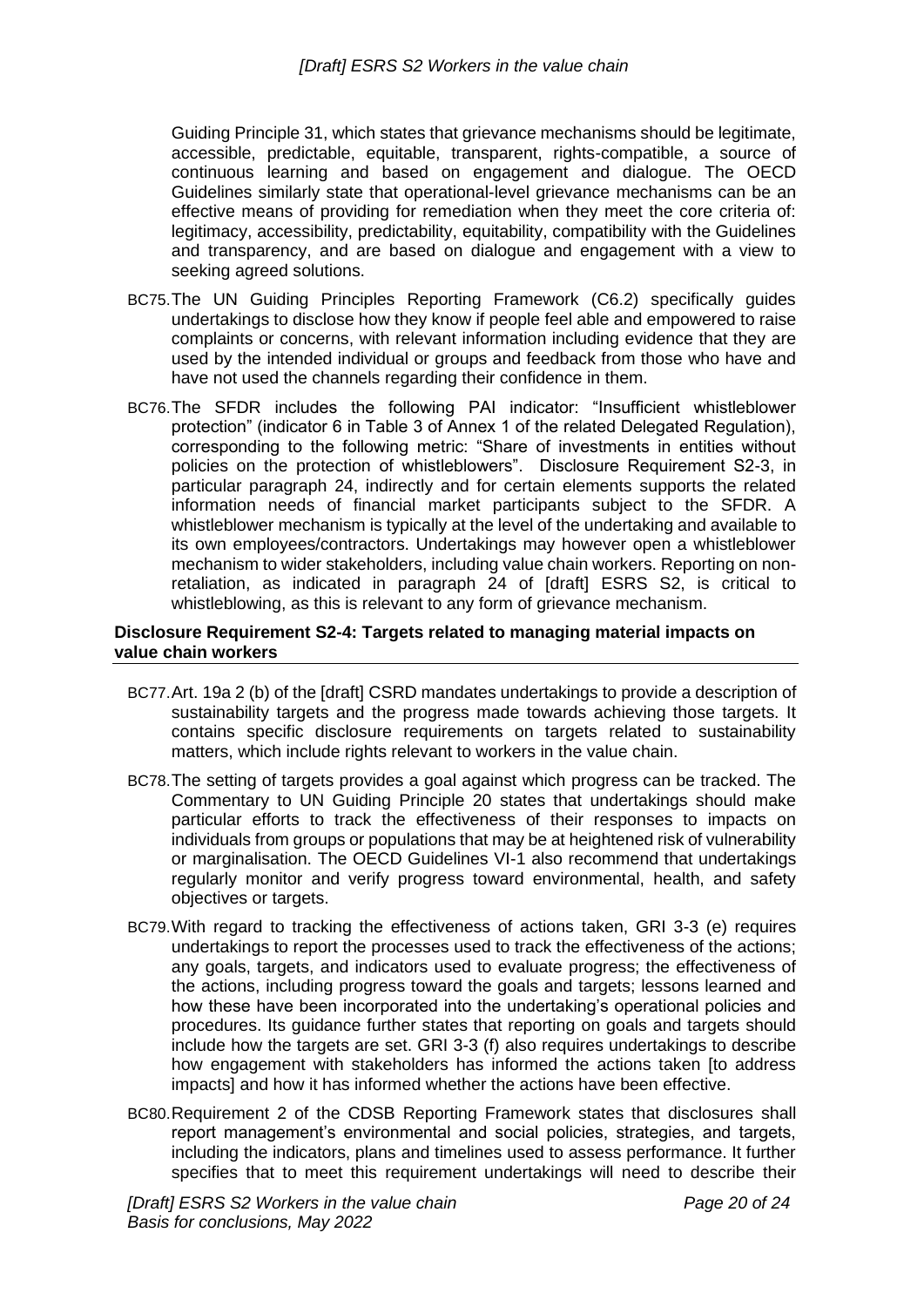Guiding Principle 31, which states that grievance mechanisms should be legitimate, accessible, predictable, equitable, transparent, rights-compatible, a source of continuous learning and based on engagement and dialogue. The OECD Guidelines similarly state that operational-level grievance mechanisms can be an effective means of providing for remediation when they meet the core criteria of: legitimacy, accessibility, predictability, equitability, compatibility with the Guidelines and transparency, and are based on dialogue and engagement with a view to seeking agreed solutions.

BC75. The UN Guiding Principles Reporting Framework (C6.2) specifically guides undertakings to disclose how they know if people feel able and empowered to raise complaints or concerns, with relevant information including evidence that they are used by the intended individual or groups and feedback from those who have and have not used the channels regarding their confidence in them.

BC76. The SFDR includes the following PAI indicator: "Insufficient whistleblower protection" (indicator 6 in Table 3 of Annex 1 of the related Delegated Regulation), corresponding to the following metric: "Share of investments in entities without policies on the protection of whistleblowers". Disclosure Requirement S2-3, in particular paragraph 24, indirectly and for certain elements supports the related information needs of financial market participants subject to the SFDR. A whistleblower mechanism is typically at the level of the undertaking and available to its own employees/contractors. Undertakings may however open a whistleblower mechanism to wider stakeholders, including value chain workers. Reporting on non-retaliation, as indicated in paragraph 24 of [draft] ESRS S2, is critical to whistleblowing, as this is relevant to any form of grievance mechanism.

### Disclosure Requirement S2-4: Targets related to managing material impacts on value chain workers

BC77. Art. 19a 2 (b) of the [draft] CSRD mandates undertakings to provide a description of sustainability targets and the progress made towards achieving those targets. It contains specific disclosure requirements on targets related to sustainability matters, which include rights relevant to workers in the value chain.

BC78. The setting of targets provides a goal against which progress can be tracked. The Commentary to UN Guiding Principle 20 states that undertakings should make particular efforts to track the effectiveness of their responses to impacts on individuals from groups or populations that may be at heightened risk of vulnerability or marginalisation. The OECD Guidelines VI-1 also recommend that undertakings regularly monitor and verify progress toward environmental, health, and safety objectives or targets.

BC79. With regard to tracking the effectiveness of actions taken, GRI 3-3 (e) requires undertakings to report the processes used to track the effectiveness of the actions; any goals, targets, and indicators used to evaluate progress; the effectiveness of the actions, including progress toward the goals and targets; lessons learned and how these have been incorporated into the undertaking's operational policies and procedures. Its guidance further states that reporting on goals and targets should include how the targets are set. GRI 3-3 (f) also requires undertakings to describe how engagement with stakeholders has informed the actions taken [to address impacts] and how it has informed whether the actions have been effective.

BC80. Requirement 2 of the CDSB Reporting Framework states that disclosures shall report management's environmental and social policies, strategies, and targets, including the indicators, plans and timelines used to assess performance. It further specifies that to meet this requirement undertakings will need to describe their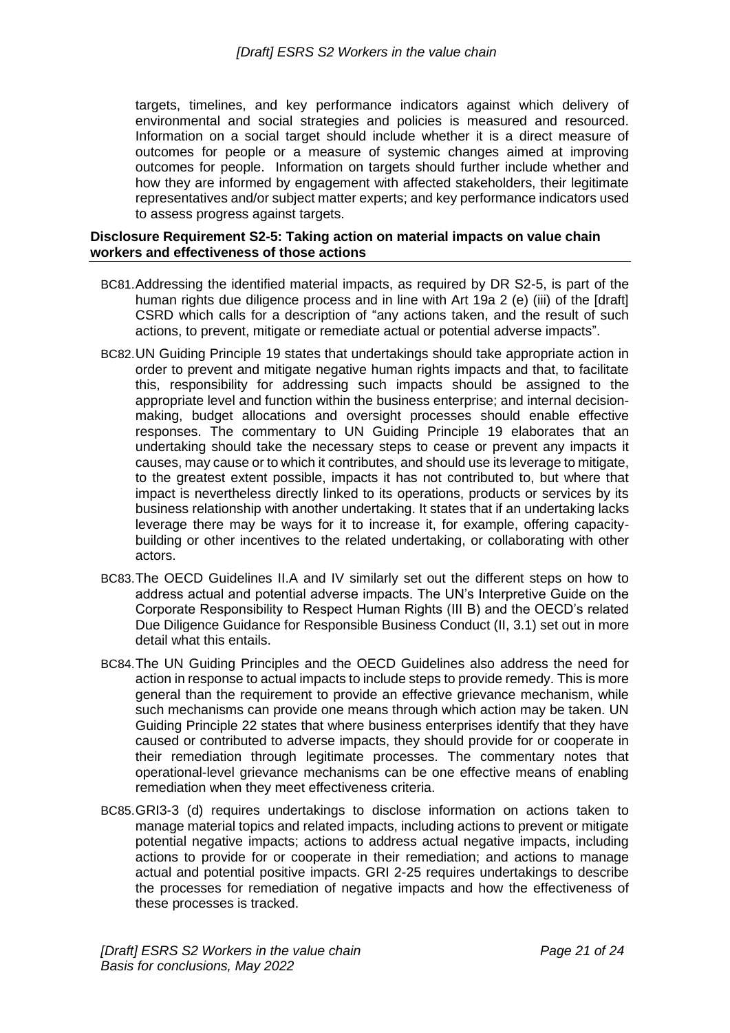targets, timelines, and key performance indicators against which delivery of environmental and social strategies and policies is measured and resourced. Information on a social target should include whether it is a direct measure of outcomes for people or a measure of systemic changes aimed at improving outcomes for people. Information on targets should further include whether and how they are informed by engagement with affected stakeholders, their legitimate representatives and/or subject matter experts; and key performance indicators used to assess progress against targets.

**Disclosure Requirement S2-5: Taking action on material impacts on value chain workers and effectiveness of those actions**

BC81. Addressing the identified material impacts, as required by DR S2-5, is part of the human rights due diligence process and in line with Art 19a 2 (e) (iii) of the [draft] CSRD which calls for a description of "any actions taken, and the result of such actions, to prevent, mitigate or remediate actual or potential adverse impacts".

BC82. UN Guiding Principle 19 states that undertakings should take appropriate action in order to prevent and mitigate negative human rights impacts and that, to facilitate this, responsibility for addressing such impacts should be assigned to the appropriate level and function within the business enterprise; and internal decision-making, budget allocations and oversight processes should enable effective responses. The commentary to UN Guiding Principle 19 elaborates that an undertaking should take the necessary steps to cease or prevent any impacts it causes, may cause or to which it contributes, and should use its leverage to mitigate, to the greatest extent possible, impacts it has not contributed to, but where that impact is nevertheless directly linked to its operations, products or services by its business relationship with another undertaking. It states that if an undertaking lacks leverage there may be ways for it to increase it, for example, offering capacity-building or other incentives to the related undertaking, or collaborating with other actors.

BC83. The OECD Guidelines II.A and IV similarly set out the different steps on how to address actual and potential adverse impacts. The UN's Interpretive Guide on the Corporate Responsibility to Respect Human Rights (III B) and the OECD's related Due Diligence Guidance for Responsible Business Conduct (II, 3.1) set out in more detail what this entails.

BC84. The UN Guiding Principles and the OECD Guidelines also address the need for action in response to actual impacts to include steps to provide remedy. This is more general than the requirement to provide an effective grievance mechanism, while such mechanisms can provide one means through which action may be taken. UN Guiding Principle 22 states that where business enterprises identify that they have caused or contributed to adverse impacts, they should provide for or cooperate in their remediation through legitimate processes. The commentary notes that operational-level grievance mechanisms can be one effective means of enabling remediation when they meet effectiveness criteria.

BC85. GRI3-3 (d) requires undertakings to disclose information on actions taken to manage material topics and related impacts, including actions to prevent or mitigate potential negative impacts; actions to address actual negative impacts, including actions to provide for or cooperate in their remediation; and actions to manage actual and potential positive impacts. GRI 2-25 requires undertakings to describe the processes for remediation of negative impacts and how the effectiveness of these processes is tracked.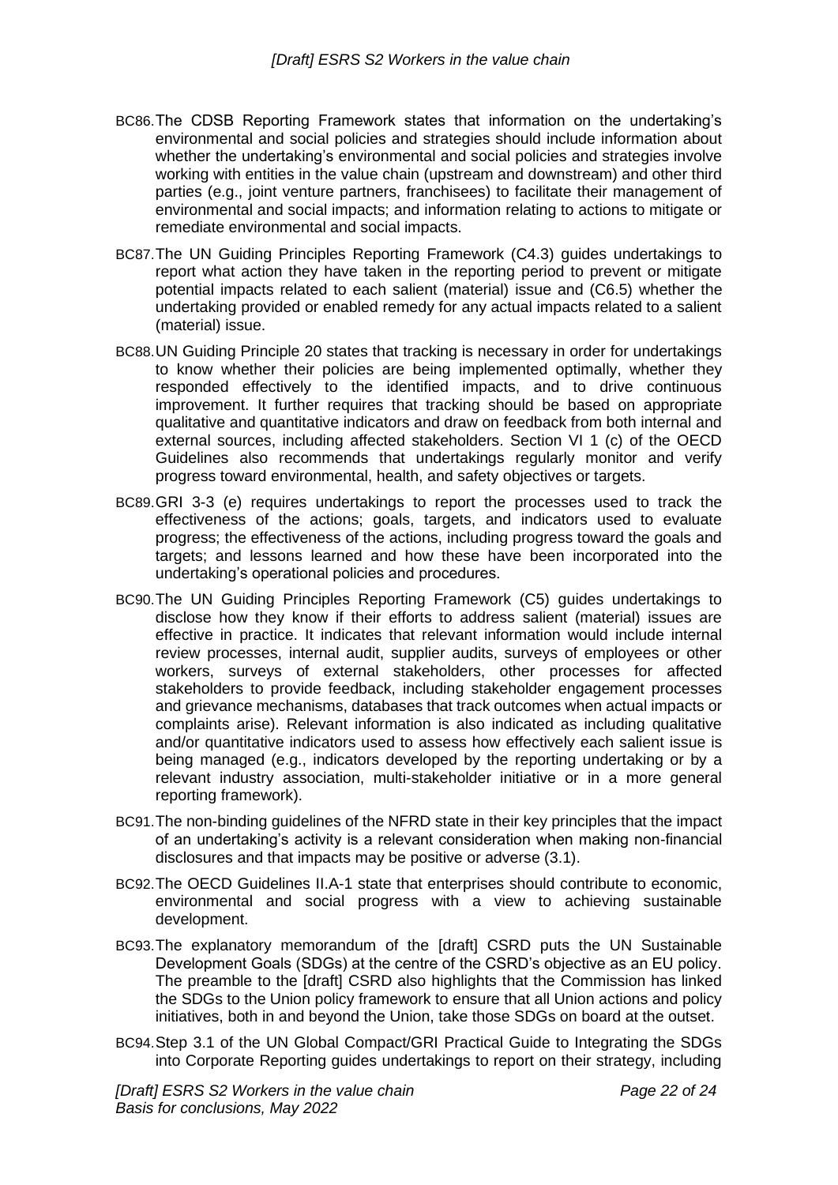BC86. The CDSB Reporting Framework states that information on the undertaking's environmental and social policies and strategies should include information about whether the undertaking's environmental and social policies and strategies involve working with entities in the value chain (upstream and downstream) and other third parties (e.g., joint venture partners, franchisees) to facilitate their management of environmental and social impacts; and information relating to actions to mitigate or remediate environmental and social impacts.

BC87. The UN Guiding Principles Reporting Framework (C4.3) guides undertakings to report what action they have taken in the reporting period to prevent or mitigate potential impacts related to each salient (material) issue and (C6.5) whether the undertaking provided or enabled remedy for any actual impacts related to a salient (material) issue.

BC88. UN Guiding Principle 20 states that tracking is necessary in order for undertakings to know whether their policies are being implemented optimally, whether they responded effectively to the identified impacts, and to drive continuous improvement. It further requires that tracking should be based on appropriate qualitative and quantitative indicators and draw on feedback from both internal and external sources, including affected stakeholders. Section VI 1 (c) of the OECD Guidelines also recommends that undertakings regularly monitor and verify progress toward environmental, health, and safety objectives or targets.

BC89. GRI 3-3 (e) requires undertakings to report the processes used to track the effectiveness of the actions; goals, targets, and indicators used to evaluate progress; the effectiveness of the actions, including progress toward the goals and targets; and lessons learned and how these have been incorporated into the undertaking's operational policies and procedures.

BC90. The UN Guiding Principles Reporting Framework (C5) guides undertakings to disclose how they know if their efforts to address salient (material) issues are effective in practice. It indicates that relevant information would include internal review processes, internal audit, supplier audits, surveys of employees or other workers, surveys of external stakeholders, other processes for affected stakeholders to provide feedback, including stakeholder engagement processes and grievance mechanisms, databases that track outcomes when actual impacts or complaints arise). Relevant information is also indicated as including qualitative and/or quantitative indicators used to assess how effectively each salient issue is being managed (e.g., indicators developed by the reporting undertaking or by a relevant industry association, multi-stakeholder initiative or in a more general reporting framework).

BC91. The non-binding guidelines of the NFRD state in their key principles that the impact of an undertaking's activity is a relevant consideration when making non-financial disclosures and that impacts may be positive or adverse (3.1).

BC92. The OECD Guidelines II.A-1 state that enterprises should contribute to economic, environmental and social progress with a view to achieving sustainable development.

BC93. The explanatory memorandum of the [draft] CSRD puts the UN Sustainable Development Goals (SDGs) at the centre of the CSRD's objective as an EU policy. The preamble to the [draft] CSRD also highlights that the Commission has linked the SDGs to the Union policy framework to ensure that all Union actions and policy initiatives, both in and beyond the Union, take those SDGs on board at the outset.

BC94. Step 3.1 of the UN Global Compact/GRI Practical Guide to Integrating the SDGs into Corporate Reporting guides undertakings to report on their strategy, including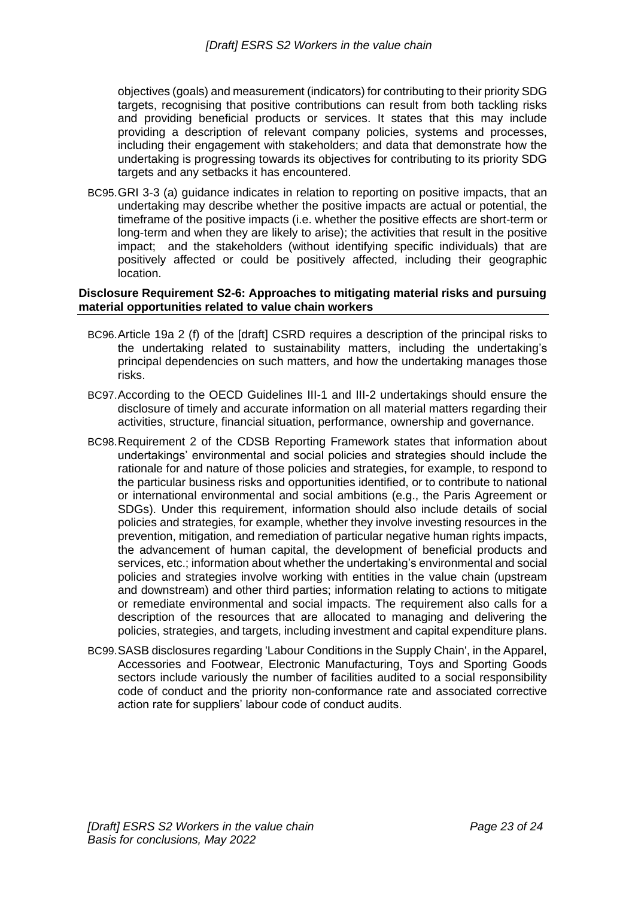objectives (goals) and measurement (indicators) for contributing to their priority SDG targets, recognising that positive contributions can result from both tackling risks and providing beneficial products or services. It states that this may include providing a description of relevant company policies, systems and processes, including their engagement with stakeholders; and data that demonstrate how the undertaking is progressing towards its objectives for contributing to its priority SDG targets and any setbacks it has encountered.

BC95. GRI 3-3 (a) guidance indicates in relation to reporting on positive impacts, that an undertaking may describe whether the positive impacts are actual or potential, the timeframe of the positive impacts (i.e. whether the positive effects are short-term or long-term and when they are likely to arise); the activities that result in the positive impact; and the stakeholders (without identifying specific individuals) that are positively affected or could be positively affected, including their geographic location.

**Disclosure Requirement S2-6: Approaches to mitigating material risks and pursuing material opportunities related to value chain workers**

BC96. Article 19a 2 (f) of the [draft] CSRD requires a description of the principal risks to the undertaking related to sustainability matters, including the undertaking's principal dependencies on such matters, and how the undertaking manages those risks.

BC97. According to the OECD Guidelines III-1 and III-2 undertakings should ensure the disclosure of timely and accurate information on all material matters regarding their activities, structure, financial situation, performance, ownership and governance.

BC98. Requirement 2 of the CDSB Reporting Framework states that information about undertakings' environmental and social policies and strategies should include the rationale for and nature of those policies and strategies, for example, to respond to the particular business risks and opportunities identified, or to contribute to national or international environmental and social ambitions (e.g., the Paris Agreement or SDGs). Under this requirement, information should also include details of social policies and strategies, for example, whether they involve investing resources in the prevention, mitigation, and remediation of particular negative human rights impacts, the advancement of human capital, the development of beneficial products and services, etc.; information about whether the undertaking's environmental and social policies and strategies involve working with entities in the value chain (upstream and downstream) and other third parties; information relating to actions to mitigate or remediate environmental and social impacts. The requirement also calls for a description of the resources that are allocated to managing and delivering the policies, strategies, and targets, including investment and capital expenditure plans.

BC99. SASB disclosures regarding 'Labour Conditions in the Supply Chain', in the Apparel, Accessories and Footwear, Electronic Manufacturing, Toys and Sporting Goods sectors include variously the number of facilities audited to a social responsibility code of conduct and the priority non-conformance rate and associated corrective action rate for suppliers' labour code of conduct audits.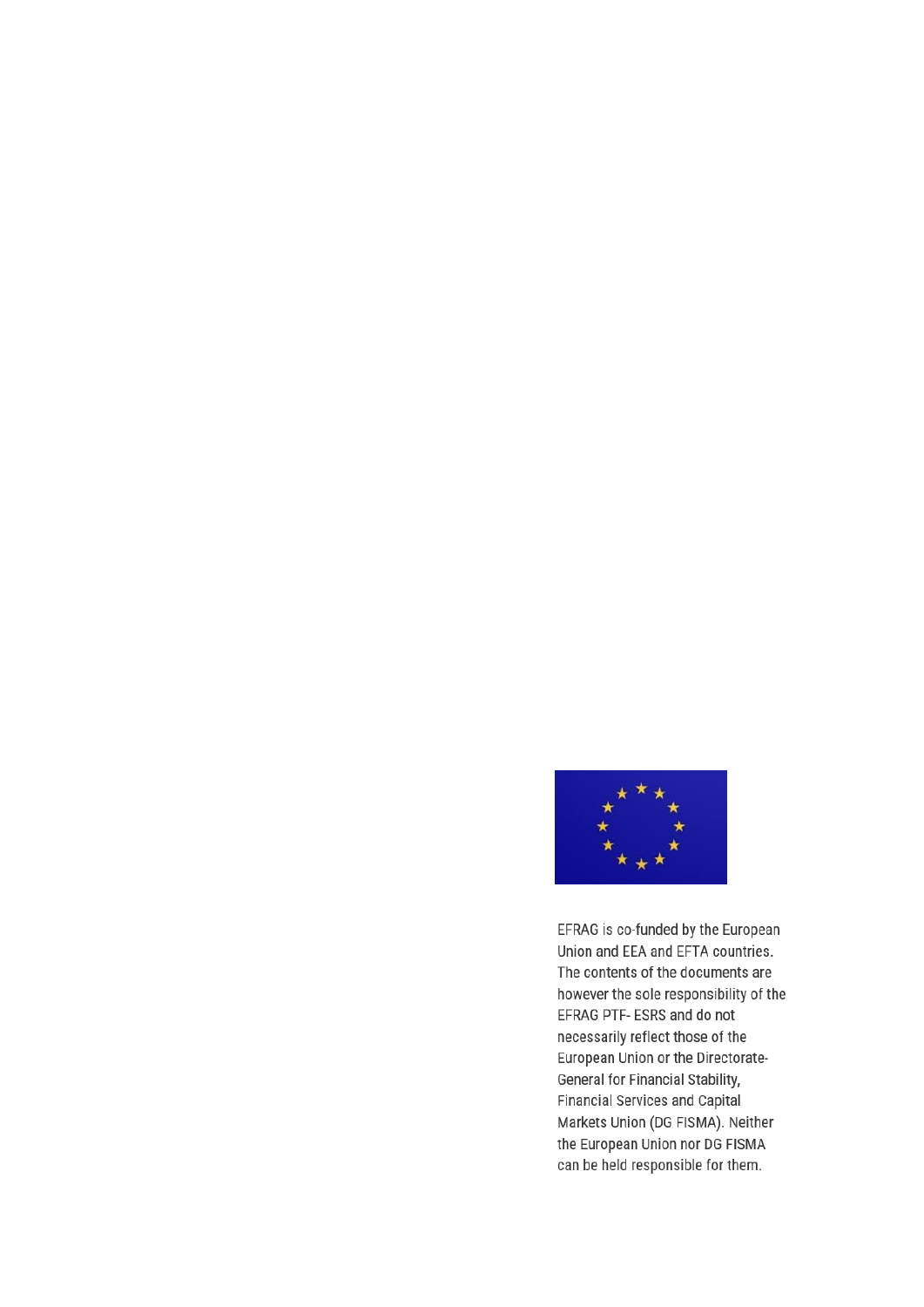EFRAG is co-funded by the European Union and EEA and EFTA countries. The contents of the documents are however the sole responsibility of the EFRAG PTF- ESRS and do not necessarily reflect those of the European Union or the Directorate-General for Financial Stability, Financial Services and Capital Markets Union (DG FISMA). Neither the European Union nor DG FISMA can be held responsible for them.